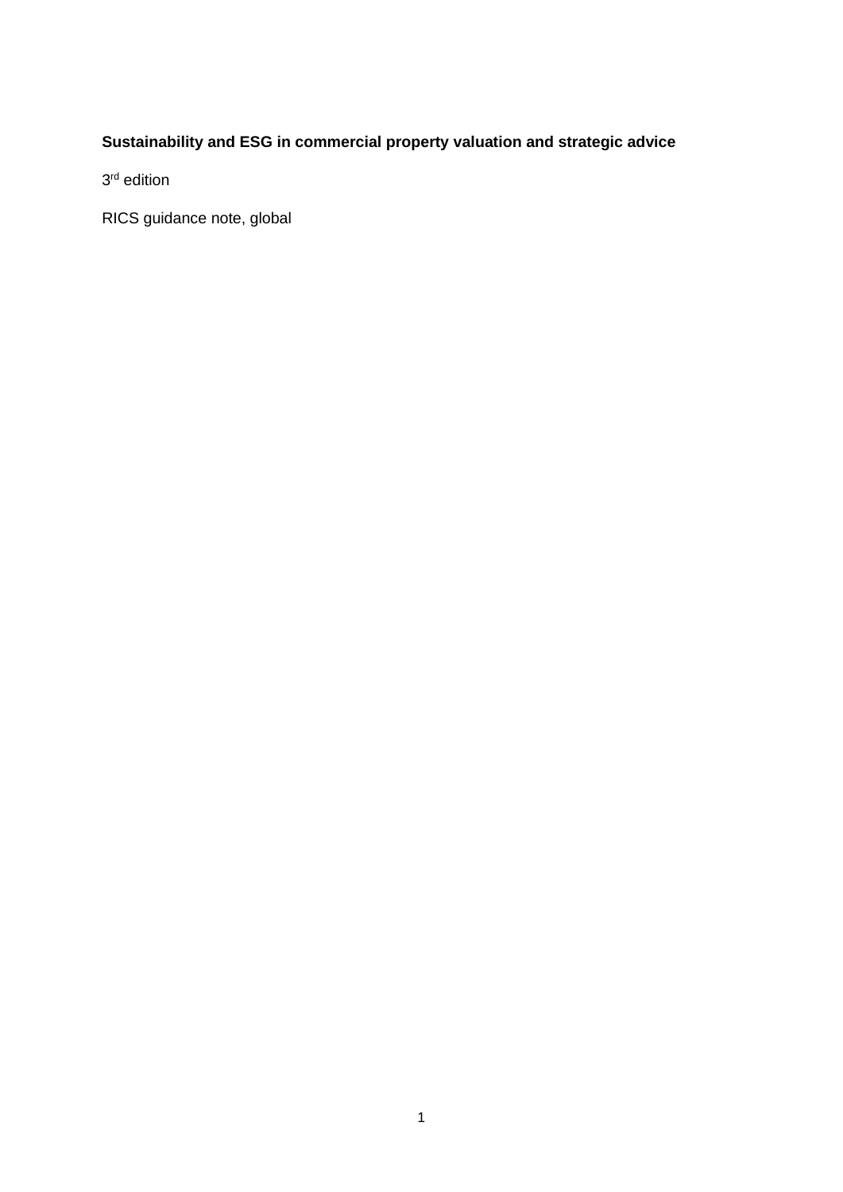**Sustainability and ESG in commercial property valuation and strategic advice**

3rd edition

RICS guidance note, global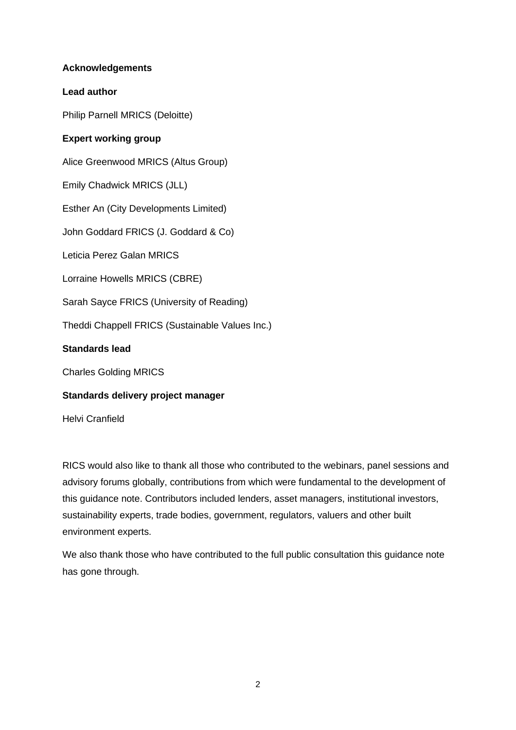**Acknowledgements**

**Lead author**

Philip Parnell MRICS (Deloitte)

**Expert working group**

Alice Greenwood MRICS (Altus Group)

Emily Chadwick MRICS (JLL)

Esther An (City Developments Limited)

John Goddard FRICS (J. Goddard & Co)

Leticia Perez Galan MRICS

Lorraine Howells MRICS (CBRE)

Sarah Sayce FRICS (University of Reading)

Theddi Chappell FRICS (Sustainable Values Inc.)

**Standards lead**

Charles Golding MRICS

**Standards delivery project manager**

Helvi Cranfield

RICS would also like to thank all those who contributed to the webinars, panel sessions and advisory forums globally, contributions from which were fundamental to the development of this guidance note. Contributors included lenders, asset managers, institutional investors, sustainability experts, trade bodies, government, regulators, valuers and other built environment experts.

We also thank those who have contributed to the full public consultation this guidance note has gone through.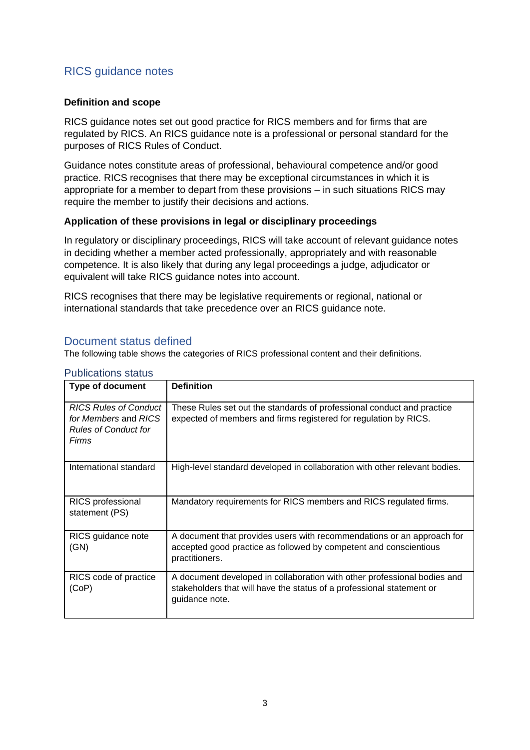## RICS guidance notes

**Definition and scope**

RICS guidance notes set out good practice for RICS members and for firms that are regulated by RICS. An RICS guidance note is a professional or personal standard for the purposes of RICS Rules of Conduct.

Guidance notes constitute areas of professional, behavioural competence and/or good practice. RICS recognises that there may be exceptional circumstances in which it is appropriate for a member to depart from these provisions – in such situations RICS may require the member to justify their decisions and actions.

**Application of these provisions in legal or disciplinary proceedings**

In regulatory or disciplinary proceedings, RICS will take account of relevant guidance notes in deciding whether a member acted professionally, appropriately and with reasonable competence. It is also likely that during any legal proceedings a judge, adjudicator or equivalent will take RICS guidance notes into account.

RICS recognises that there may be legislative requirements or regional, national or international standards that take precedence over an RICS guidance note.

## Document status defined

The following table shows the categories of RICS professional content and their definitions.

### Publications status

| Type of document | Definition |
|---|---|
| *RICS Rules of Conduct for Members* and *RICS Rules of Conduct for Firms* | These Rules set out the standards of professional conduct and practice expected of members and firms registered for regulation by RICS. |
| International standard | High-level standard developed in collaboration with other relevant bodies. |
| RICS professional statement (PS) | Mandatory requirements for RICS members and RICS regulated firms. |
| RICS guidance note (GN) | A document that provides users with recommendations or an approach for accepted good practice as followed by competent and conscientious practitioners. |
| RICS code of practice (CoP) | A document developed in collaboration with other professional bodies and stakeholders that will have the status of a professional statement or guidance note. |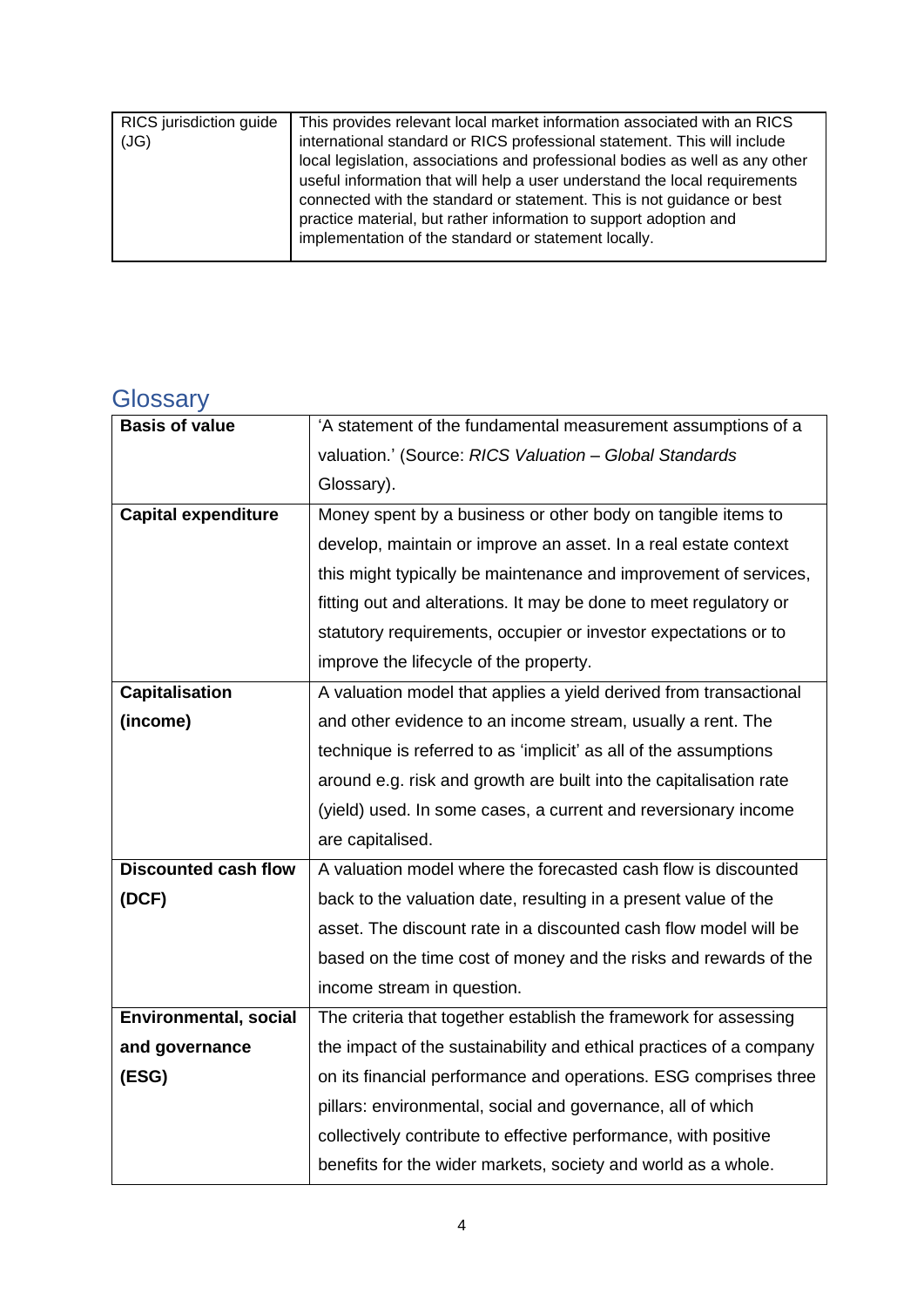| RICS jurisdiction guide (JG) | This provides relevant local market information associated with an RICS international standard or RICS professional statement. This will include local legislation, associations and professional bodies as well as any other useful information that will help a user understand the local requirements connected with the standard or statement. This is not guidance or best practice material, but rather information to support adoption and implementation of the standard or statement locally. |
|---|---|

## Glossary

| **Basis of value** | 'A statement of the fundamental measurement assumptions of a valuation.' (Source: *RICS Valuation – Global Standards* Glossary). |
|---|---|
| **Capital expenditure** | Money spent by a business or other body on tangible items to develop, maintain or improve an asset. In a real estate context this might typically be maintenance and improvement of services, fitting out and alterations. It may be done to meet regulatory or statutory requirements, occupier or investor expectations or to improve the lifecycle of the property. |
| **Capitalisation (income)** | A valuation model that applies a yield derived from transactional and other evidence to an income stream, usually a rent. The technique is referred to as 'implicit' as all of the assumptions around e.g. risk and growth are built into the capitalisation rate (yield) used. In some cases, a current and reversionary income are capitalised. |
| **Discounted cash flow (DCF)** | A valuation model where the forecasted cash flow is discounted back to the valuation date, resulting in a present value of the asset. The discount rate in a discounted cash flow model will be based on the time cost of money and the risks and rewards of the income stream in question. |
| **Environmental, social and governance (ESG)** | The criteria that together establish the framework for assessing the impact of the sustainability and ethical practices of a company on its financial performance and operations. ESG comprises three pillars: environmental, social and governance, all of which collectively contribute to effective performance, with positive benefits for the wider markets, society and world as a whole. |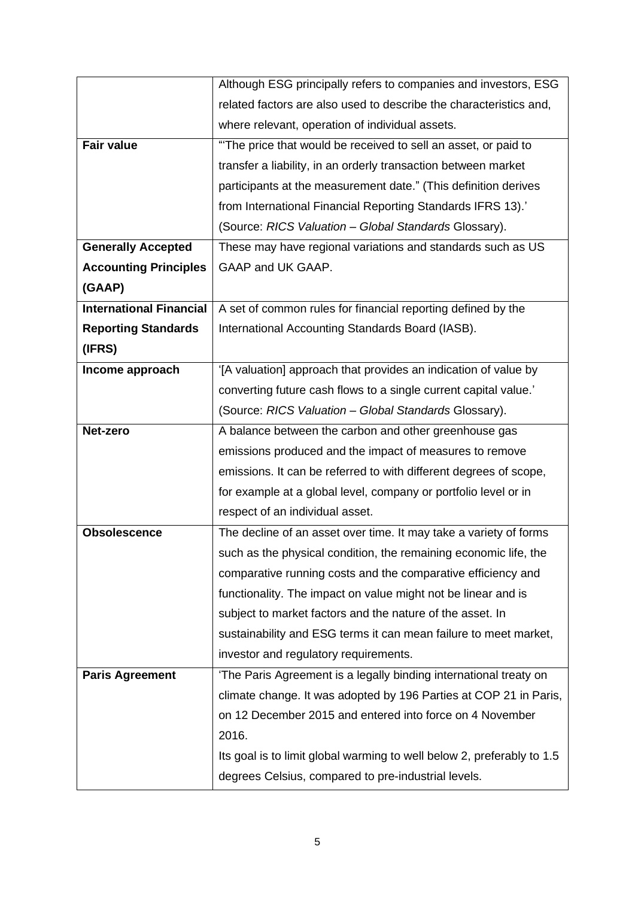| | |
|---|---|
| | Although ESG principally refers to companies and investors, ESG related factors are also used to describe the characteristics and, where relevant, operation of individual assets. |
| **Fair value** | "'The price that would be received to sell an asset, or paid to transfer a liability, in an orderly transaction between market participants at the measurement date." (This definition derives from International Financial Reporting Standards IFRS 13).' (Source: *RICS Valuation – Global Standards* Glossary). |
| **Generally Accepted Accounting Principles (GAAP)** | These may have regional variations and standards such as US GAAP and UK GAAP. |
| **International Financial Reporting Standards (IFRS)** | A set of common rules for financial reporting defined by the International Accounting Standards Board (IASB). |
| **Income approach** | '[A valuation] approach that provides an indication of value by converting future cash flows to a single current capital value.' (Source: *RICS Valuation – Global Standards* Glossary). |
| **Net-zero** | A balance between the carbon and other greenhouse gas emissions produced and the impact of measures to remove emissions. It can be referred to with different degrees of scope, for example at a global level, company or portfolio level or in respect of an individual asset. |
| **Obsolescence** | The decline of an asset over time. It may take a variety of forms such as the physical condition, the remaining economic life, the comparative running costs and the comparative efficiency and functionality. The impact on value might not be linear and is subject to market factors and the nature of the asset. In sustainability and ESG terms it can mean failure to meet market, investor and regulatory requirements. |
| **Paris Agreement** | 'The Paris Agreement is a legally binding international treaty on climate change. It was adopted by 196 Parties at COP 21 in Paris, on 12 December 2015 and entered into force on 4 November 2016.<br>Its goal is to limit global warming to well below 2, preferably to 1.5 degrees Celsius, compared to pre-industrial levels. |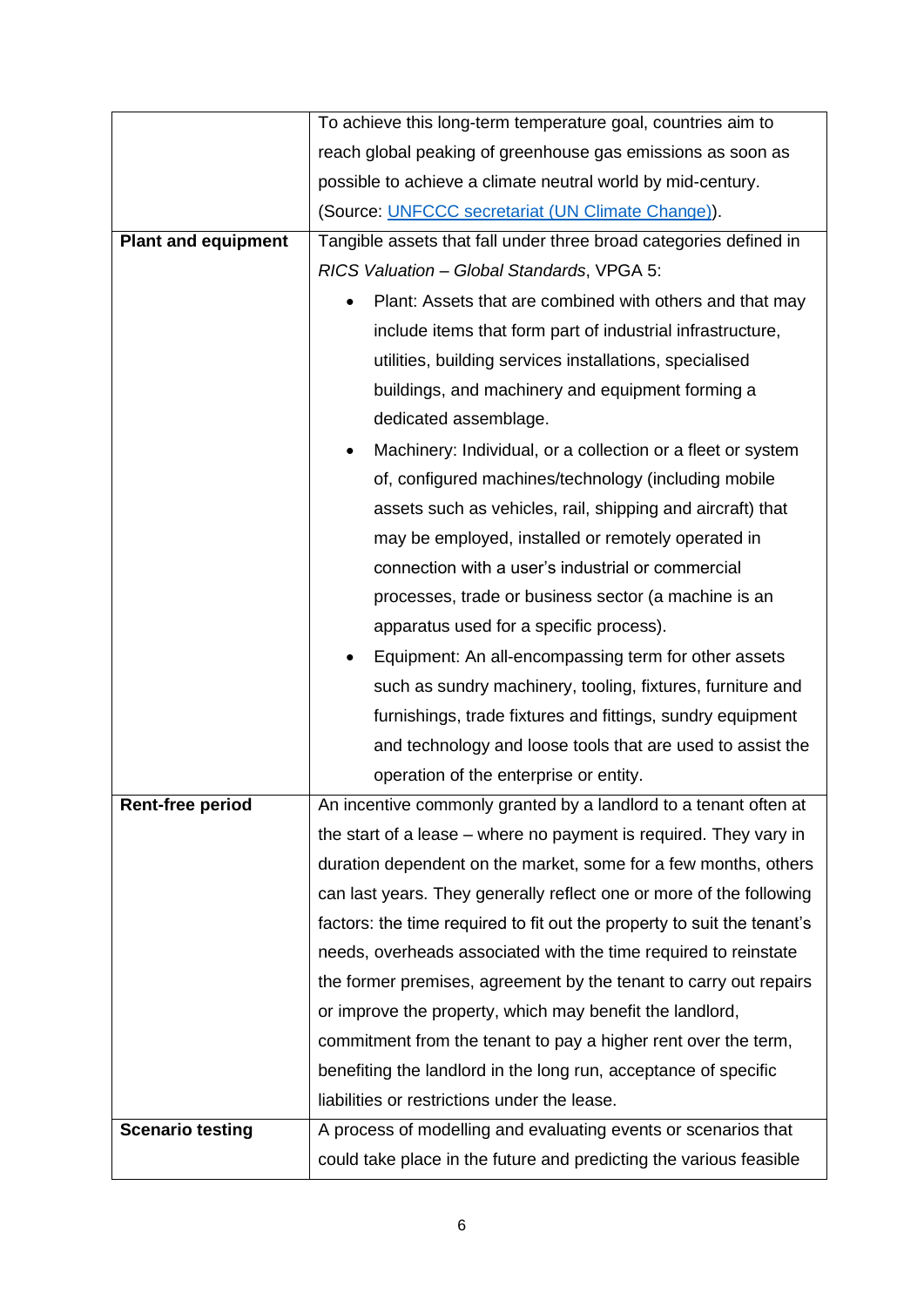| | |
|---|---|
| | To achieve this long-term temperature goal, countries aim to reach global peaking of greenhouse gas emissions as soon as possible to achieve a climate neutral world by mid-century. (Source: [UNFCCC secretariat (UN Climate Change)](#)). |
| **Plant and equipment** | Tangible assets that fall under three broad categories defined in *RICS Valuation – Global Standards*, VPGA 5: <ul><li>Plant: Assets that are combined with others and that may include items that form part of industrial infrastructure, utilities, building services installations, specialised buildings, and machinery and equipment forming a dedicated assemblage.</li><li>Machinery: Individual, or a collection or a fleet or system of, configured machines/technology (including mobile assets such as vehicles, rail, shipping and aircraft) that may be employed, installed or remotely operated in connection with a user's industrial or commercial processes, trade or business sector (a machine is an apparatus used for a specific process).</li><li>Equipment: An all-encompassing term for other assets such as sundry machinery, tooling, fixtures, furniture and furnishings, trade fixtures and fittings, sundry equipment and technology and loose tools that are used to assist the operation of the enterprise or entity.</li></ul> |
| **Rent-free period** | An incentive commonly granted by a landlord to a tenant often at the start of a lease – where no payment is required. They vary in duration dependent on the market, some for a few months, others can last years. They generally reflect one or more of the following factors: the time required to fit out the property to suit the tenant's needs, overheads associated with the time required to reinstate the former premises, agreement by the tenant to carry out repairs or improve the property, which may benefit the landlord, commitment from the tenant to pay a higher rent over the term, benefiting the landlord in the long run, acceptance of specific liabilities or restrictions under the lease. |
| **Scenario testing** | A process of modelling and evaluating events or scenarios that could take place in the future and predicting the various feasible |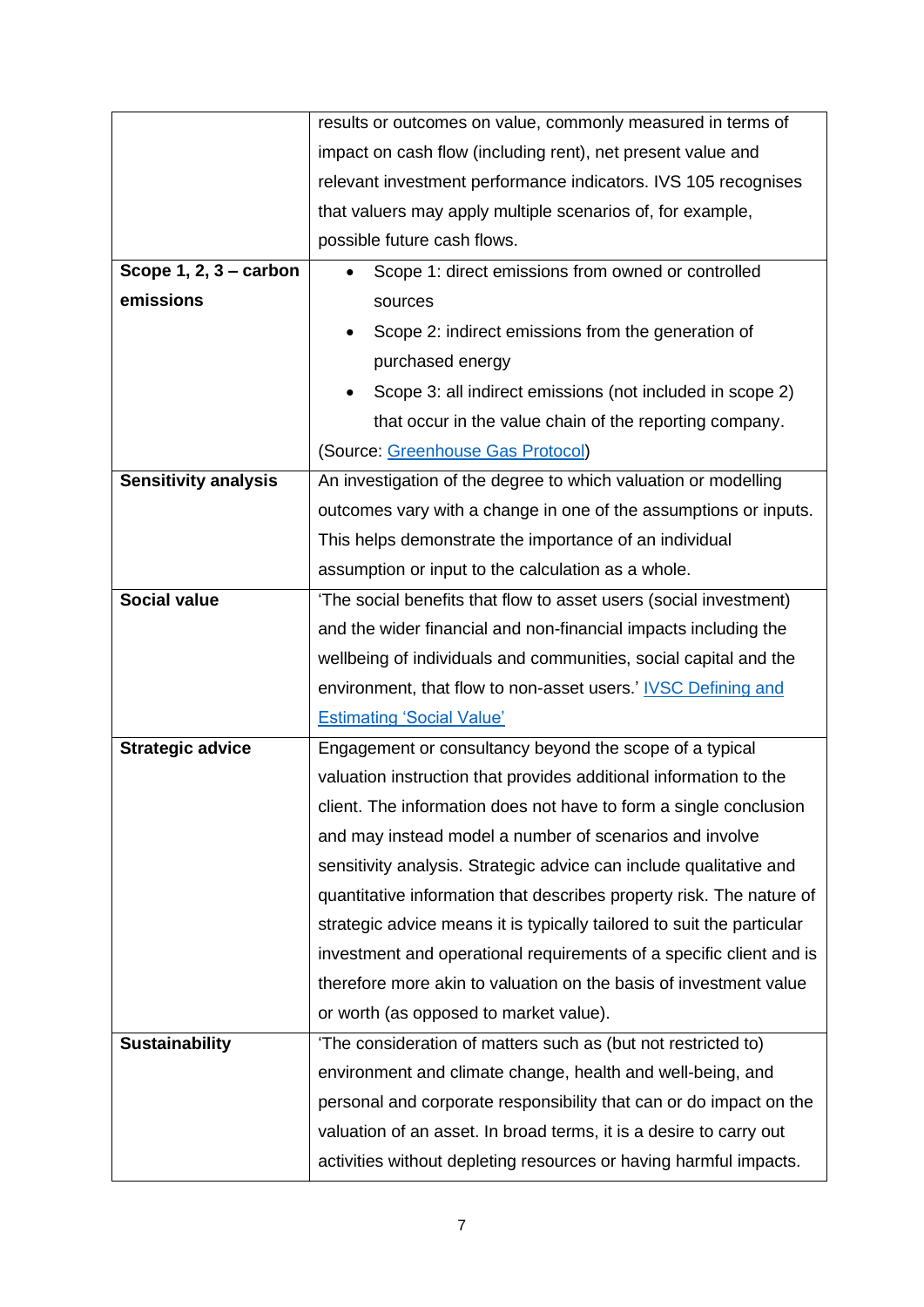| | |
|---|---|
| | results or outcomes on value, commonly measured in terms of impact on cash flow (including rent), net present value and relevant investment performance indicators. IVS 105 recognises that valuers may apply multiple scenarios of, for example, possible future cash flows. |
| **Scope 1, 2, 3 – carbon emissions** | • Scope 1: direct emissions from owned or controlled sources<br>• Scope 2: indirect emissions from the generation of purchased energy<br>• Scope 3: all indirect emissions (not included in scope 2) that occur in the value chain of the reporting company.<br>(Source: Greenhouse Gas Protocol) |
| **Sensitivity analysis** | An investigation of the degree to which valuation or modelling outcomes vary with a change in one of the assumptions or inputs. This helps demonstrate the importance of an individual assumption or input to the calculation as a whole. |
| **Social value** | 'The social benefits that flow to asset users (social investment) and the wider financial and non-financial impacts including the wellbeing of individuals and communities, social capital and the environment, that flow to non-asset users.' IVSC Defining and Estimating 'Social Value' |
| **Strategic advice** | Engagement or consultancy beyond the scope of a typical valuation instruction that provides additional information to the client. The information does not have to form a single conclusion and may instead model a number of scenarios and involve sensitivity analysis. Strategic advice can include qualitative and quantitative information that describes property risk. The nature of strategic advice means it is typically tailored to suit the particular investment and operational requirements of a specific client and is therefore more akin to valuation on the basis of investment value or worth (as opposed to market value). |
| **Sustainability** | 'The consideration of matters such as (but not restricted to) environment and climate change, health and well-being, and personal and corporate responsibility that can or do impact on the valuation of an asset. In broad terms, it is a desire to carry out activities without depleting resources or having harmful impacts. |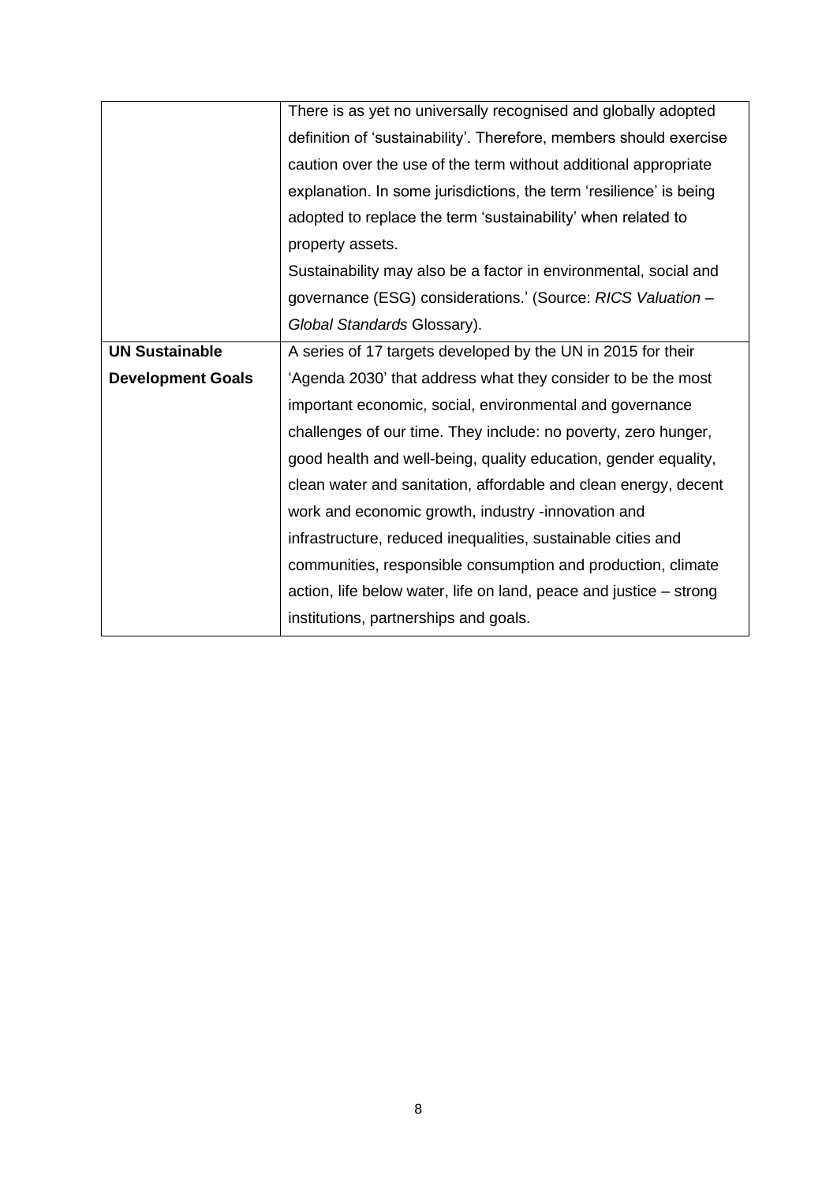|  |  |
| --- | --- |
|  | There is as yet no universally recognised and globally adopted definition of 'sustainability'. Therefore, members should exercise caution over the use of the term without additional appropriate explanation. In some jurisdictions, the term 'resilience' is being adopted to replace the term 'sustainability' when related to property assets.<br>Sustainability may also be a factor in environmental, social and governance (ESG) considerations.' (Source: *RICS Valuation – Global Standards* Glossary). |
| **UN Sustainable Development Goals** | A series of 17 targets developed by the UN in 2015 for their 'Agenda 2030' that address what they consider to be the most important economic, social, environmental and governance challenges of our time. They include: no poverty, zero hunger, good health and well-being, quality education, gender equality, clean water and sanitation, affordable and clean energy, decent work and economic growth, industry -innovation and infrastructure, reduced inequalities, sustainable cities and communities, responsible consumption and production, climate action, life below water, life on land, peace and justice – strong institutions, partnerships and goals. |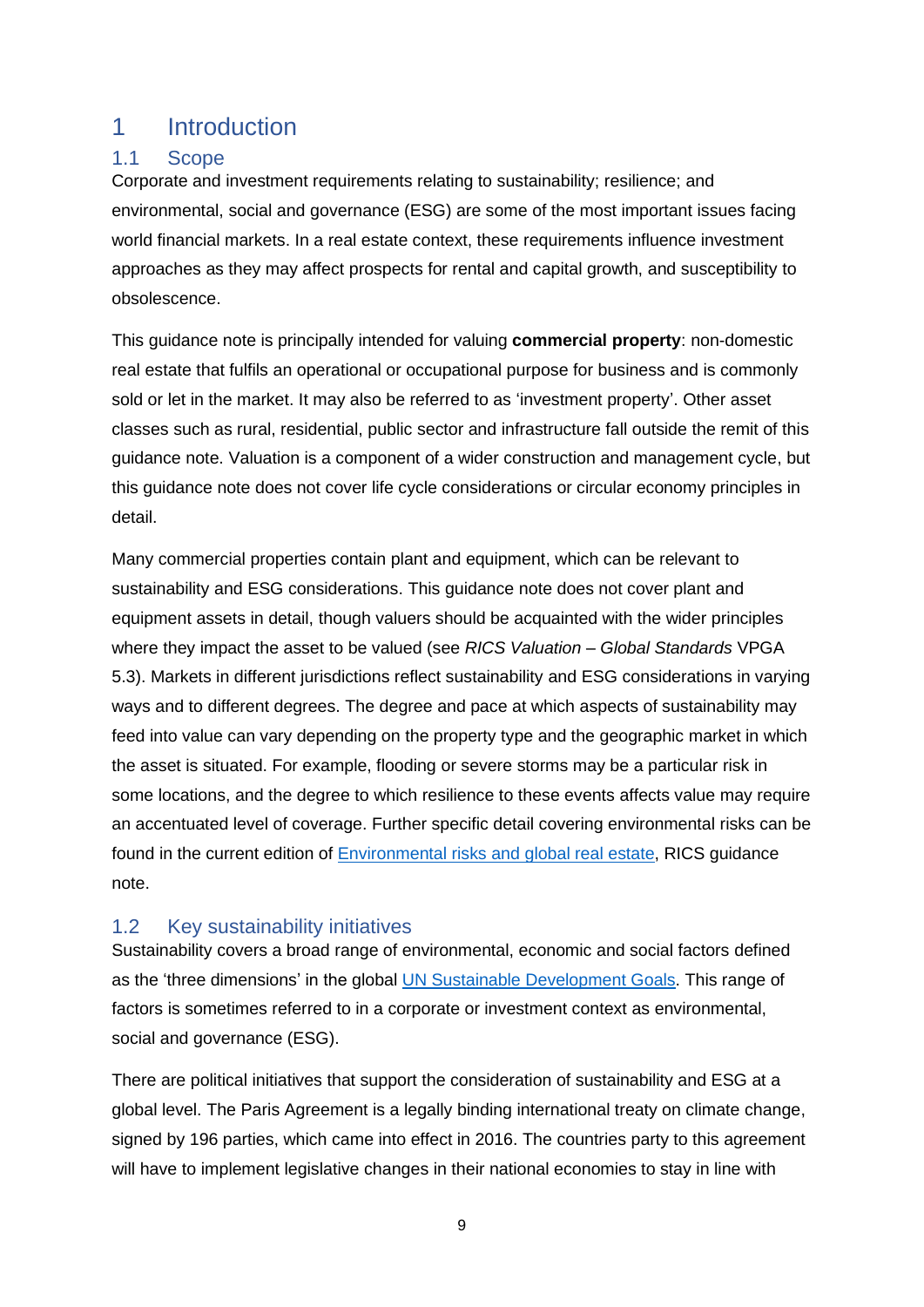# 1 Introduction

## 1.1 Scope

Corporate and investment requirements relating to sustainability; resilience; and environmental, social and governance (ESG) are some of the most important issues facing world financial markets. In a real estate context, these requirements influence investment approaches as they may affect prospects for rental and capital growth, and susceptibility to obsolescence.

This guidance note is principally intended for valuing **commercial property**: non-domestic real estate that fulfils an operational or occupational purpose for business and is commonly sold or let in the market. It may also be referred to as 'investment property'. Other asset classes such as rural, residential, public sector and infrastructure fall outside the remit of this guidance note. Valuation is a component of a wider construction and management cycle, but this guidance note does not cover life cycle considerations or circular economy principles in detail.

Many commercial properties contain plant and equipment, which can be relevant to sustainability and ESG considerations. This guidance note does not cover plant and equipment assets in detail, though valuers should be acquainted with the wider principles where they impact the asset to be valued (see *RICS Valuation – Global Standards* VPGA 5.3). Markets in different jurisdictions reflect sustainability and ESG considerations in varying ways and to different degrees. The degree and pace at which aspects of sustainability may feed into value can vary depending on the property type and the geographic market in which the asset is situated. For example, flooding or severe storms may be a particular risk in some locations, and the degree to which resilience to these events affects value may require an accentuated level of coverage. Further specific detail covering environmental risks can be found in the current edition of [Environmental risks and global real estate](), RICS guidance note.

## 1.2 Key sustainability initiatives

Sustainability covers a broad range of environmental, economic and social factors defined as the 'three dimensions' in the global [UN Sustainable Development Goals](). This range of factors is sometimes referred to in a corporate or investment context as environmental, social and governance (ESG).

There are political initiatives that support the consideration of sustainability and ESG at a global level. The Paris Agreement is a legally binding international treaty on climate change, signed by 196 parties, which came into effect in 2016. The countries party to this agreement will have to implement legislative changes in their national economies to stay in line with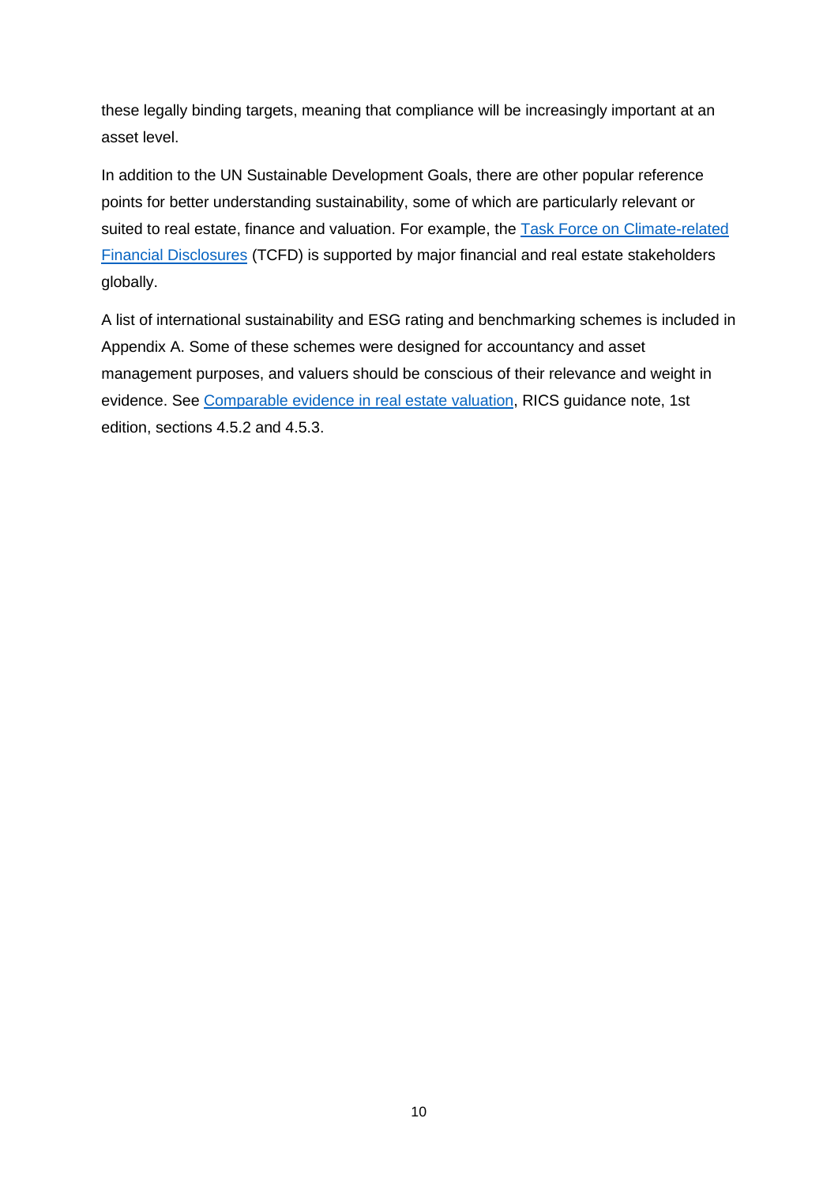these legally binding targets, meaning that compliance will be increasingly important at an asset level.

In addition to the UN Sustainable Development Goals, there are other popular reference points for better understanding sustainability, some of which are particularly relevant or suited to real estate, finance and valuation. For example, the Task Force on Climate-related Financial Disclosures (TCFD) is supported by major financial and real estate stakeholders globally.

A list of international sustainability and ESG rating and benchmarking schemes is included in Appendix A. Some of these schemes were designed for accountancy and asset management purposes, and valuers should be conscious of their relevance and weight in evidence. See Comparable evidence in real estate valuation, RICS guidance note, 1st edition, sections 4.5.2 and 4.5.3.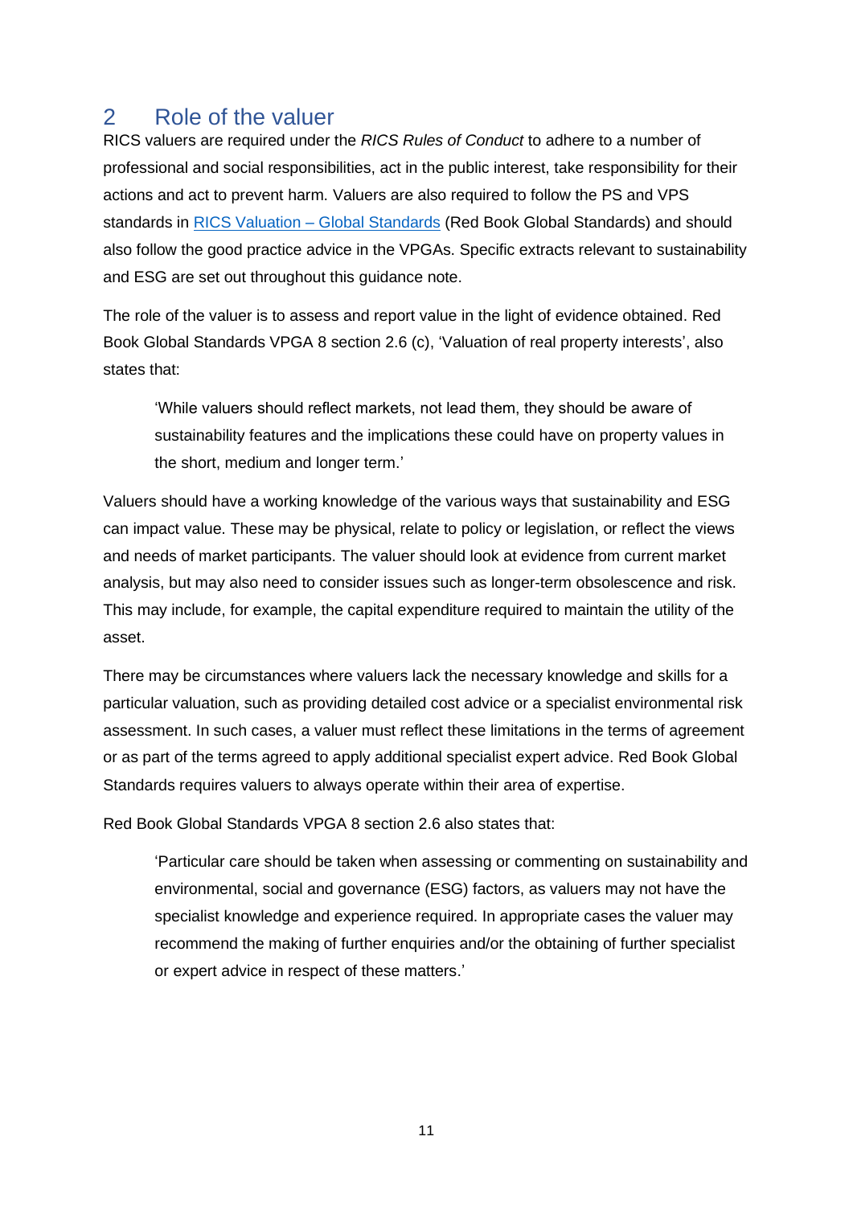## 2 Role of the valuer

RICS valuers are required under the *RICS Rules of Conduct* to adhere to a number of professional and social responsibilities, act in the public interest, take responsibility for their actions and act to prevent harm. Valuers are also required to follow the PS and VPS standards in [RICS Valuation – Global Standards] (Red Book Global Standards) and should also follow the good practice advice in the VPGAs. Specific extracts relevant to sustainability and ESG are set out throughout this guidance note.

The role of the valuer is to assess and report value in the light of evidence obtained. Red Book Global Standards VPGA 8 section 2.6 (c), 'Valuation of real property interests', also states that:

> 'While valuers should reflect markets, not lead them, they should be aware of sustainability features and the implications these could have on property values in the short, medium and longer term.'

Valuers should have a working knowledge of the various ways that sustainability and ESG can impact value. These may be physical, relate to policy or legislation, or reflect the views and needs of market participants. The valuer should look at evidence from current market analysis, but may also need to consider issues such as longer-term obsolescence and risk. This may include, for example, the capital expenditure required to maintain the utility of the asset.

There may be circumstances where valuers lack the necessary knowledge and skills for a particular valuation, such as providing detailed cost advice or a specialist environmental risk assessment. In such cases, a valuer must reflect these limitations in the terms of agreement or as part of the terms agreed to apply additional specialist expert advice. Red Book Global Standards requires valuers to always operate within their area of expertise.

Red Book Global Standards VPGA 8 section 2.6 also states that:

> 'Particular care should be taken when assessing or commenting on sustainability and environmental, social and governance (ESG) factors, as valuers may not have the specialist knowledge and experience required. In appropriate cases the valuer may recommend the making of further enquiries and/or the obtaining of further specialist or expert advice in respect of these matters.'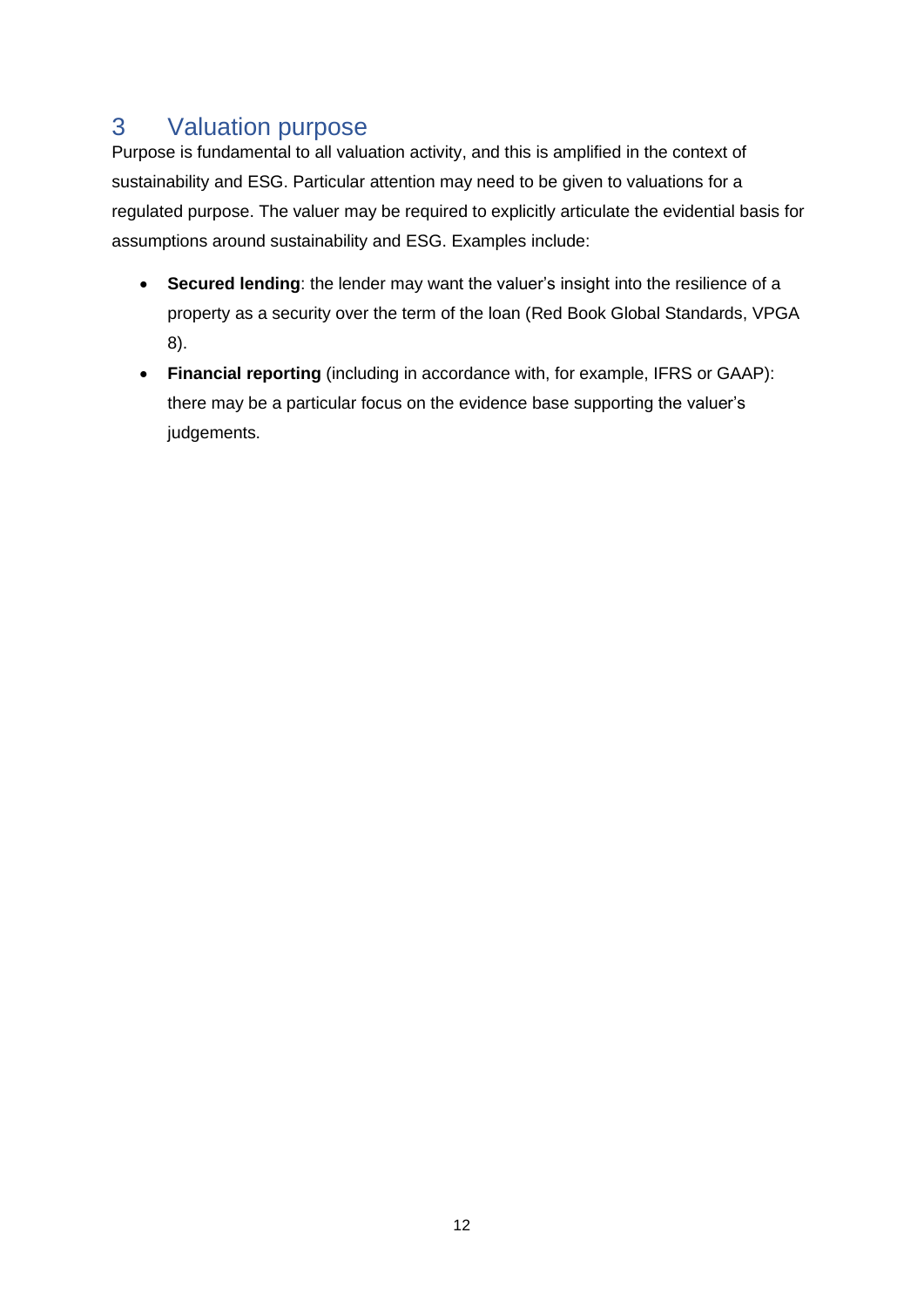# 3 Valuation purpose

Purpose is fundamental to all valuation activity, and this is amplified in the context of sustainability and ESG. Particular attention may need to be given to valuations for a regulated purpose. The valuer may be required to explicitly articulate the evidential basis for assumptions around sustainability and ESG. Examples include:

- **Secured lending**: the lender may want the valuer's insight into the resilience of a property as a security over the term of the loan (Red Book Global Standards, VPGA 8).
- **Financial reporting** (including in accordance with, for example, IFRS or GAAP): there may be a particular focus on the evidence base supporting the valuer's judgements.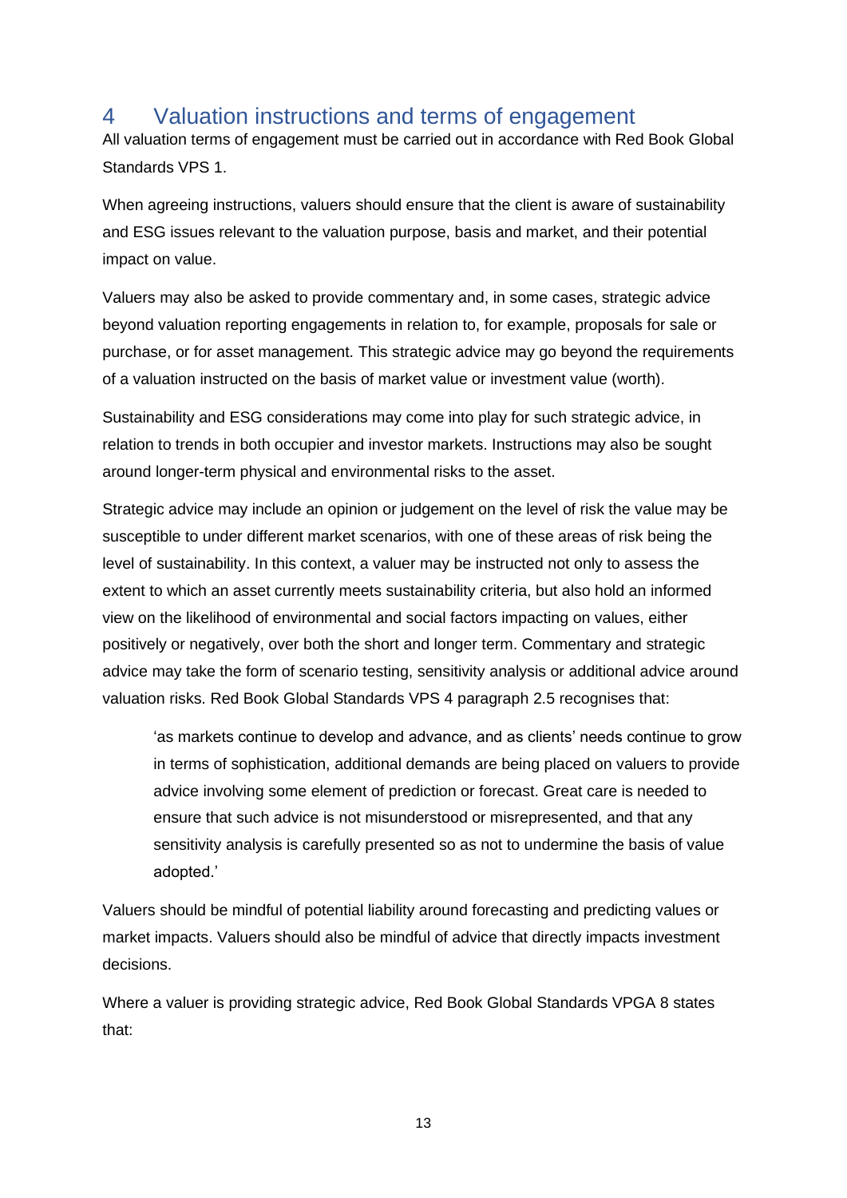## 4 Valuation instructions and terms of engagement

All valuation terms of engagement must be carried out in accordance with Red Book Global Standards VPS 1.

When agreeing instructions, valuers should ensure that the client is aware of sustainability and ESG issues relevant to the valuation purpose, basis and market, and their potential impact on value.

Valuers may also be asked to provide commentary and, in some cases, strategic advice beyond valuation reporting engagements in relation to, for example, proposals for sale or purchase, or for asset management. This strategic advice may go beyond the requirements of a valuation instructed on the basis of market value or investment value (worth).

Sustainability and ESG considerations may come into play for such strategic advice, in relation to trends in both occupier and investor markets. Instructions may also be sought around longer-term physical and environmental risks to the asset.

Strategic advice may include an opinion or judgement on the level of risk the value may be susceptible to under different market scenarios, with one of these areas of risk being the level of sustainability. In this context, a valuer may be instructed not only to assess the extent to which an asset currently meets sustainability criteria, but also hold an informed view on the likelihood of environmental and social factors impacting on values, either positively or negatively, over both the short and longer term. Commentary and strategic advice may take the form of scenario testing, sensitivity analysis or additional advice around valuation risks. Red Book Global Standards VPS 4 paragraph 2.5 recognises that:

> 'as markets continue to develop and advance, and as clients' needs continue to grow in terms of sophistication, additional demands are being placed on valuers to provide advice involving some element of prediction or forecast. Great care is needed to ensure that such advice is not misunderstood or misrepresented, and that any sensitivity analysis is carefully presented so as not to undermine the basis of value adopted.'

Valuers should be mindful of potential liability around forecasting and predicting values or market impacts. Valuers should also be mindful of advice that directly impacts investment decisions.

Where a valuer is providing strategic advice, Red Book Global Standards VPGA 8 states that: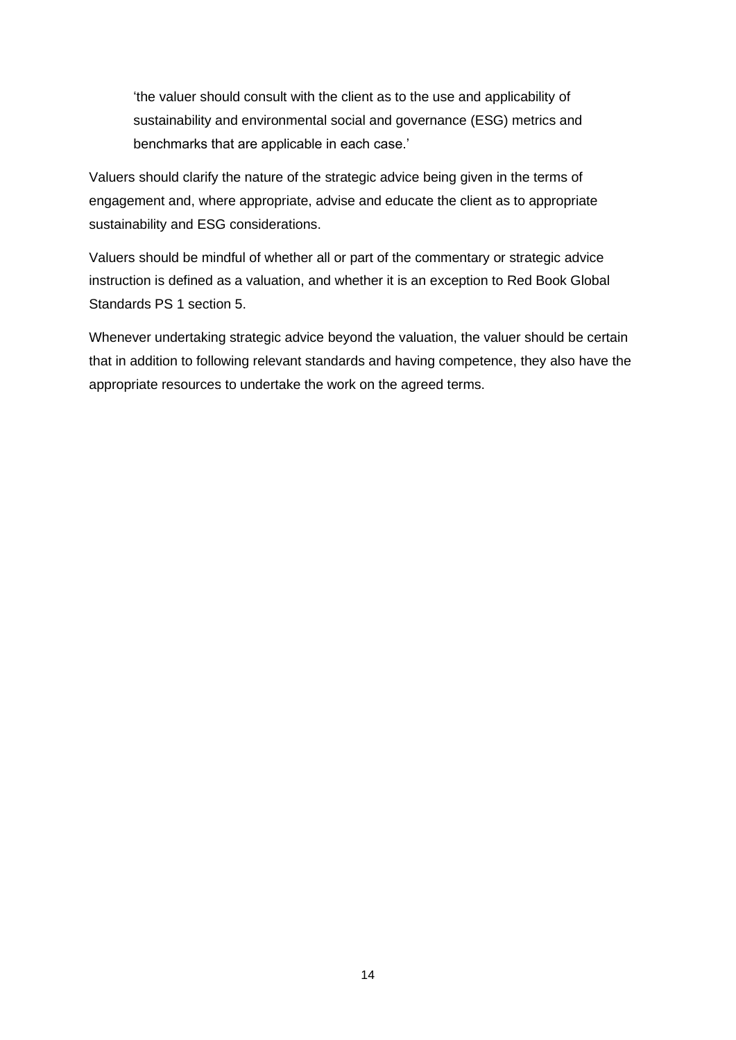> 'the valuer should consult with the client as to the use and applicability of sustainability and environmental social and governance (ESG) metrics and benchmarks that are applicable in each case.'

Valuers should clarify the nature of the strategic advice being given in the terms of engagement and, where appropriate, advise and educate the client as to appropriate sustainability and ESG considerations.

Valuers should be mindful of whether all or part of the commentary or strategic advice instruction is defined as a valuation, and whether it is an exception to Red Book Global Standards PS 1 section 5.

Whenever undertaking strategic advice beyond the valuation, the valuer should be certain that in addition to following relevant standards and having competence, they also have the appropriate resources to undertake the work on the agreed terms.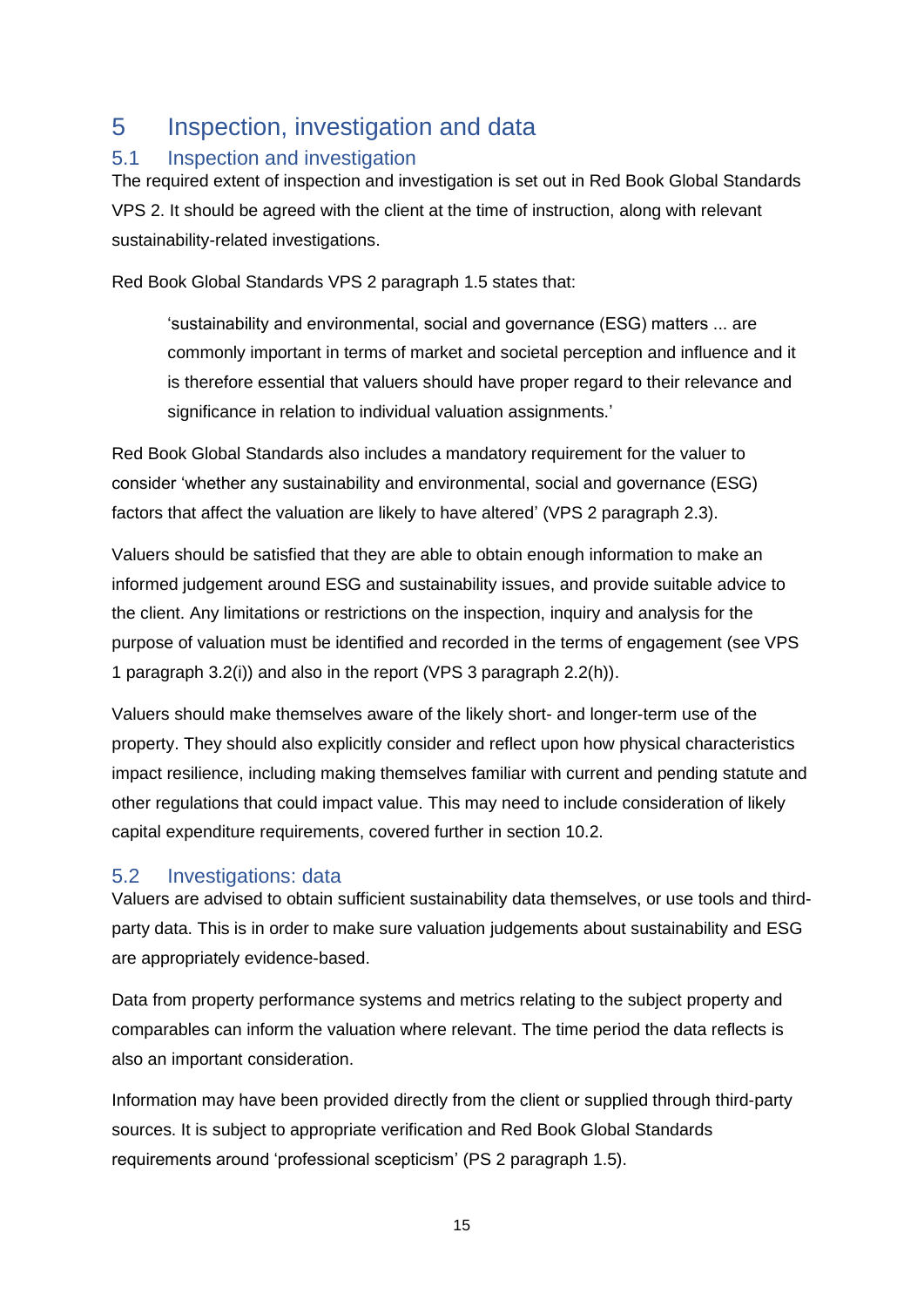# 5 Inspection, investigation and data

## 5.1 Inspection and investigation

The required extent of inspection and investigation is set out in Red Book Global Standards VPS 2. It should be agreed with the client at the time of instruction, along with relevant sustainability-related investigations.

Red Book Global Standards VPS 2 paragraph 1.5 states that:

> 'sustainability and environmental, social and governance (ESG) matters ... are commonly important in terms of market and societal perception and influence and it is therefore essential that valuers should have proper regard to their relevance and significance in relation to individual valuation assignments.'

Red Book Global Standards also includes a mandatory requirement for the valuer to consider 'whether any sustainability and environmental, social and governance (ESG) factors that affect the valuation are likely to have altered' (VPS 2 paragraph 2.3).

Valuers should be satisfied that they are able to obtain enough information to make an informed judgement around ESG and sustainability issues, and provide suitable advice to the client. Any limitations or restrictions on the inspection, inquiry and analysis for the purpose of valuation must be identified and recorded in the terms of engagement (see VPS 1 paragraph 3.2(i)) and also in the report (VPS 3 paragraph 2.2(h)).

Valuers should make themselves aware of the likely short- and longer-term use of the property. They should also explicitly consider and reflect upon how physical characteristics impact resilience, including making themselves familiar with current and pending statute and other regulations that could impact value. This may need to include consideration of likely capital expenditure requirements, covered further in section 10.2.

## 5.2 Investigations: data

Valuers are advised to obtain sufficient sustainability data themselves, or use tools and third-party data. This is in order to make sure valuation judgements about sustainability and ESG are appropriately evidence-based.

Data from property performance systems and metrics relating to the subject property and comparables can inform the valuation where relevant. The time period the data reflects is also an important consideration.

Information may have been provided directly from the client or supplied through third-party sources. It is subject to appropriate verification and Red Book Global Standards requirements around 'professional scepticism' (PS 2 paragraph 1.5).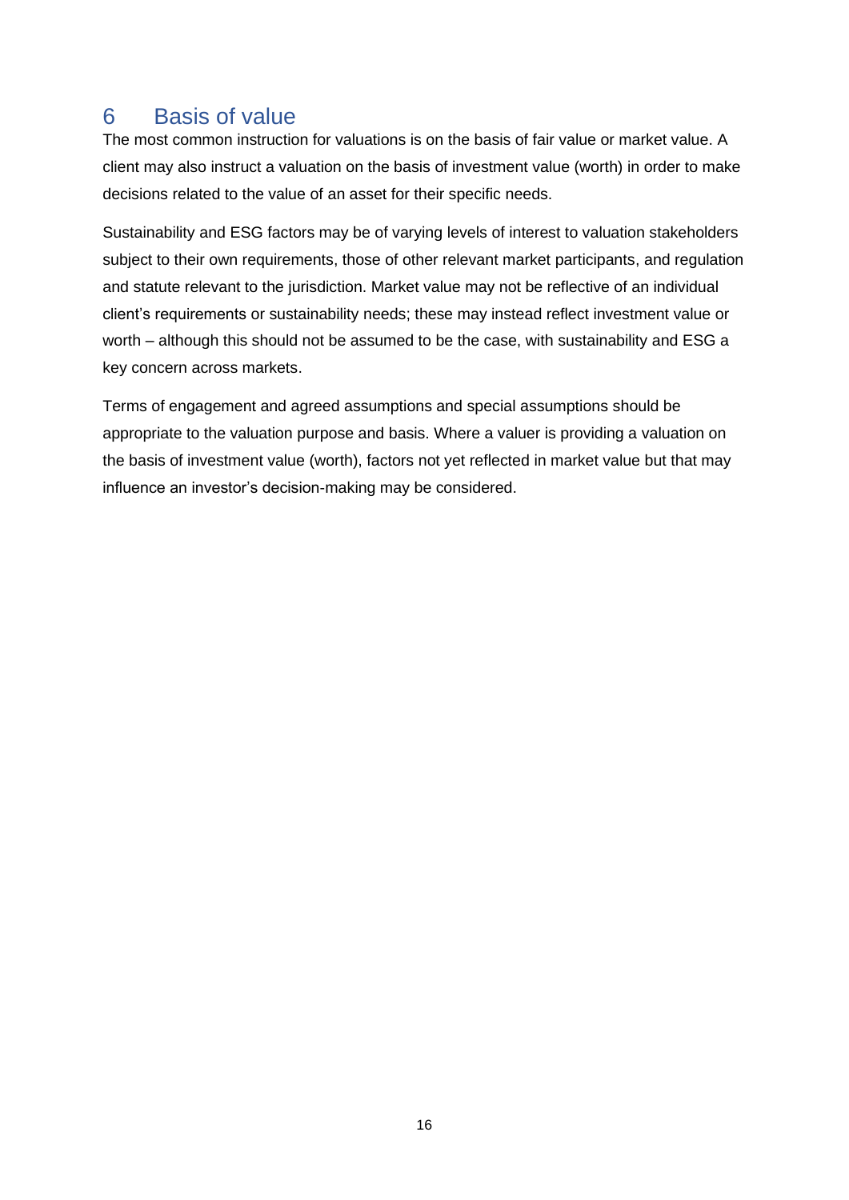# 6 Basis of value

The most common instruction for valuations is on the basis of fair value or market value. A client may also instruct a valuation on the basis of investment value (worth) in order to make decisions related to the value of an asset for their specific needs.

Sustainability and ESG factors may be of varying levels of interest to valuation stakeholders subject to their own requirements, those of other relevant market participants, and regulation and statute relevant to the jurisdiction. Market value may not be reflective of an individual client's requirements or sustainability needs; these may instead reflect investment value or worth – although this should not be assumed to be the case, with sustainability and ESG a key concern across markets.

Terms of engagement and agreed assumptions and special assumptions should be appropriate to the valuation purpose and basis. Where a valuer is providing a valuation on the basis of investment value (worth), factors not yet reflected in market value but that may influence an investor's decision-making may be considered.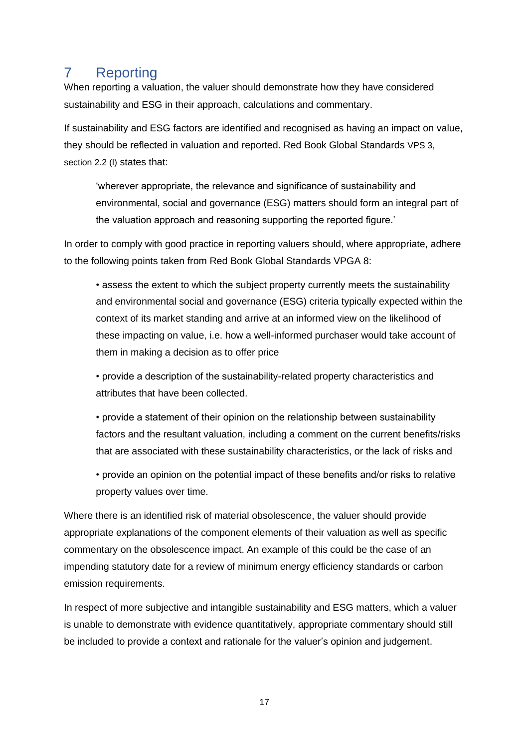# 7 Reporting

When reporting a valuation, the valuer should demonstrate how they have considered sustainability and ESG in their approach, calculations and commentary.

If sustainability and ESG factors are identified and recognised as having an impact on value, they should be reflected in valuation and reported. Red Book Global Standards VPS 3, section 2.2 (l) states that:

> 'wherever appropriate, the relevance and significance of sustainability and environmental, social and governance (ESG) matters should form an integral part of the valuation approach and reasoning supporting the reported figure.'

In order to comply with good practice in reporting valuers should, where appropriate, adhere to the following points taken from Red Book Global Standards VPGA 8:

- assess the extent to which the subject property currently meets the sustainability and environmental social and governance (ESG) criteria typically expected within the context of its market standing and arrive at an informed view on the likelihood of these impacting on value, i.e. how a well-informed purchaser would take account of them in making a decision as to offer price
- provide a description of the sustainability-related property characteristics and attributes that have been collected.
- provide a statement of their opinion on the relationship between sustainability factors and the resultant valuation, including a comment on the current benefits/risks that are associated with these sustainability characteristics, or the lack of risks and
- provide an opinion on the potential impact of these benefits and/or risks to relative property values over time.

Where there is an identified risk of material obsolescence, the valuer should provide appropriate explanations of the component elements of their valuation as well as specific commentary on the obsolescence impact. An example of this could be the case of an impending statutory date for a review of minimum energy efficiency standards or carbon emission requirements.

In respect of more subjective and intangible sustainability and ESG matters, which a valuer is unable to demonstrate with evidence quantitatively, appropriate commentary should still be included to provide a context and rationale for the valuer's opinion and judgement.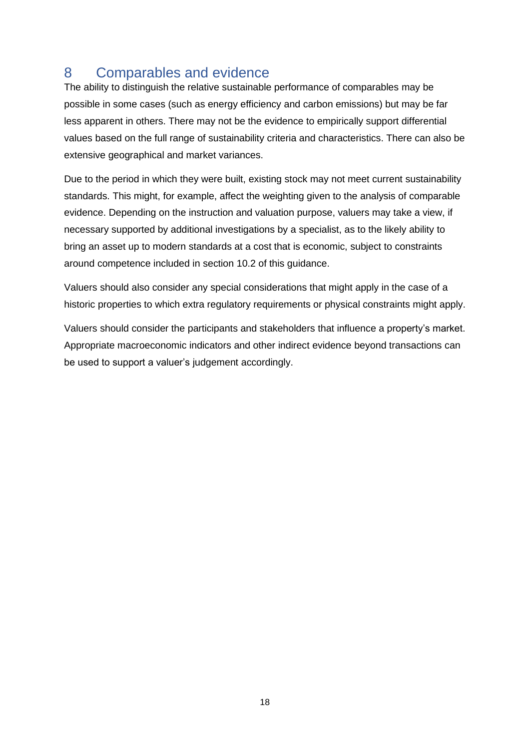# 8 Comparables and evidence

The ability to distinguish the relative sustainable performance of comparables may be possible in some cases (such as energy efficiency and carbon emissions) but may be far less apparent in others. There may not be the evidence to empirically support differential values based on the full range of sustainability criteria and characteristics. There can also be extensive geographical and market variances.

Due to the period in which they were built, existing stock may not meet current sustainability standards. This might, for example, affect the weighting given to the analysis of comparable evidence. Depending on the instruction and valuation purpose, valuers may take a view, if necessary supported by additional investigations by a specialist, as to the likely ability to bring an asset up to modern standards at a cost that is economic, subject to constraints around competence included in section 10.2 of this guidance.

Valuers should also consider any special considerations that might apply in the case of a historic properties to which extra regulatory requirements or physical constraints might apply.

Valuers should consider the participants and stakeholders that influence a property's market. Appropriate macroeconomic indicators and other indirect evidence beyond transactions can be used to support a valuer's judgement accordingly.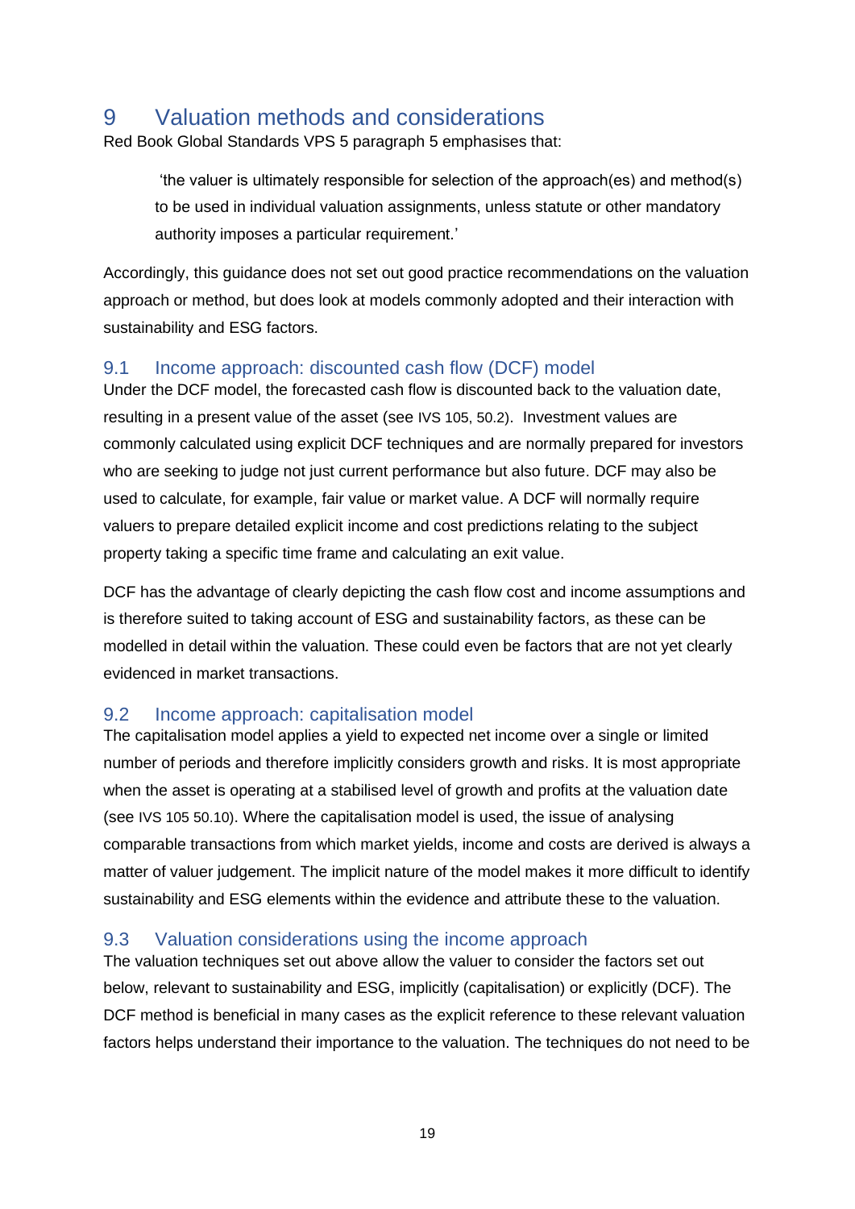# 9 Valuation methods and considerations

Red Book Global Standards VPS 5 paragraph 5 emphasises that:

> 'the valuer is ultimately responsible for selection of the approach(es) and method(s) to be used in individual valuation assignments, unless statute or other mandatory authority imposes a particular requirement.'

Accordingly, this guidance does not set out good practice recommendations on the valuation approach or method, but does look at models commonly adopted and their interaction with sustainability and ESG factors.

## 9.1 Income approach: discounted cash flow (DCF) model

Under the DCF model, the forecasted cash flow is discounted back to the valuation date, resulting in a present value of the asset (see IVS 105, 50.2). Investment values are commonly calculated using explicit DCF techniques and are normally prepared for investors who are seeking to judge not just current performance but also future. DCF may also be used to calculate, for example, fair value or market value. A DCF will normally require valuers to prepare detailed explicit income and cost predictions relating to the subject property taking a specific time frame and calculating an exit value.

DCF has the advantage of clearly depicting the cash flow cost and income assumptions and is therefore suited to taking account of ESG and sustainability factors, as these can be modelled in detail within the valuation. These could even be factors that are not yet clearly evidenced in market transactions.

## 9.2 Income approach: capitalisation model

The capitalisation model applies a yield to expected net income over a single or limited number of periods and therefore implicitly considers growth and risks. It is most appropriate when the asset is operating at a stabilised level of growth and profits at the valuation date (see IVS 105 50.10). Where the capitalisation model is used, the issue of analysing comparable transactions from which market yields, income and costs are derived is always a matter of valuer judgement. The implicit nature of the model makes it more difficult to identify sustainability and ESG elements within the evidence and attribute these to the valuation.

## 9.3 Valuation considerations using the income approach

The valuation techniques set out above allow the valuer to consider the factors set out below, relevant to sustainability and ESG, implicitly (capitalisation) or explicitly (DCF). The DCF method is beneficial in many cases as the explicit reference to these relevant valuation factors helps understand their importance to the valuation. The techniques do not need to be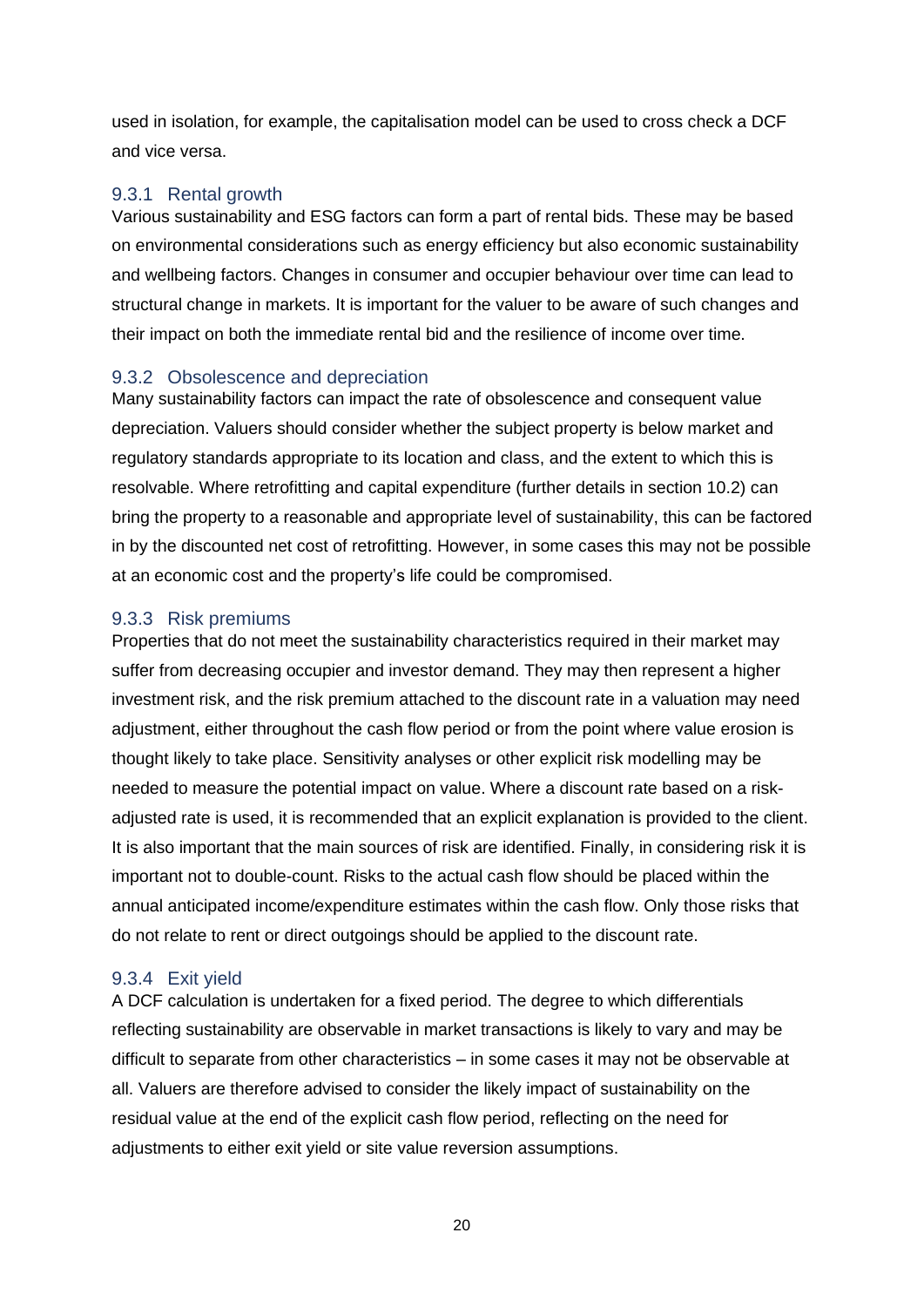used in isolation, for example, the capitalisation model can be used to cross check a DCF and vice versa.

### 9.3.1 Rental growth

Various sustainability and ESG factors can form a part of rental bids. These may be based on environmental considerations such as energy efficiency but also economic sustainability and wellbeing factors. Changes in consumer and occupier behaviour over time can lead to structural change in markets. It is important for the valuer to be aware of such changes and their impact on both the immediate rental bid and the resilience of income over time.

### 9.3.2 Obsolescence and depreciation

Many sustainability factors can impact the rate of obsolescence and consequent value depreciation. Valuers should consider whether the subject property is below market and regulatory standards appropriate to its location and class, and the extent to which this is resolvable. Where retrofitting and capital expenditure (further details in section 10.2) can bring the property to a reasonable and appropriate level of sustainability, this can be factored in by the discounted net cost of retrofitting. However, in some cases this may not be possible at an economic cost and the property's life could be compromised.

### 9.3.3 Risk premiums

Properties that do not meet the sustainability characteristics required in their market may suffer from decreasing occupier and investor demand. They may then represent a higher investment risk, and the risk premium attached to the discount rate in a valuation may need adjustment, either throughout the cash flow period or from the point where value erosion is thought likely to take place. Sensitivity analyses or other explicit risk modelling may be needed to measure the potential impact on value. Where a discount rate based on a risk-adjusted rate is used, it is recommended that an explicit explanation is provided to the client. It is also important that the main sources of risk are identified. Finally, in considering risk it is important not to double-count. Risks to the actual cash flow should be placed within the annual anticipated income/expenditure estimates within the cash flow. Only those risks that do not relate to rent or direct outgoings should be applied to the discount rate.

### 9.3.4 Exit yield

A DCF calculation is undertaken for a fixed period. The degree to which differentials reflecting sustainability are observable in market transactions is likely to vary and may be difficult to separate from other characteristics – in some cases it may not be observable at all. Valuers are therefore advised to consider the likely impact of sustainability on the residual value at the end of the explicit cash flow period, reflecting on the need for adjustments to either exit yield or site value reversion assumptions.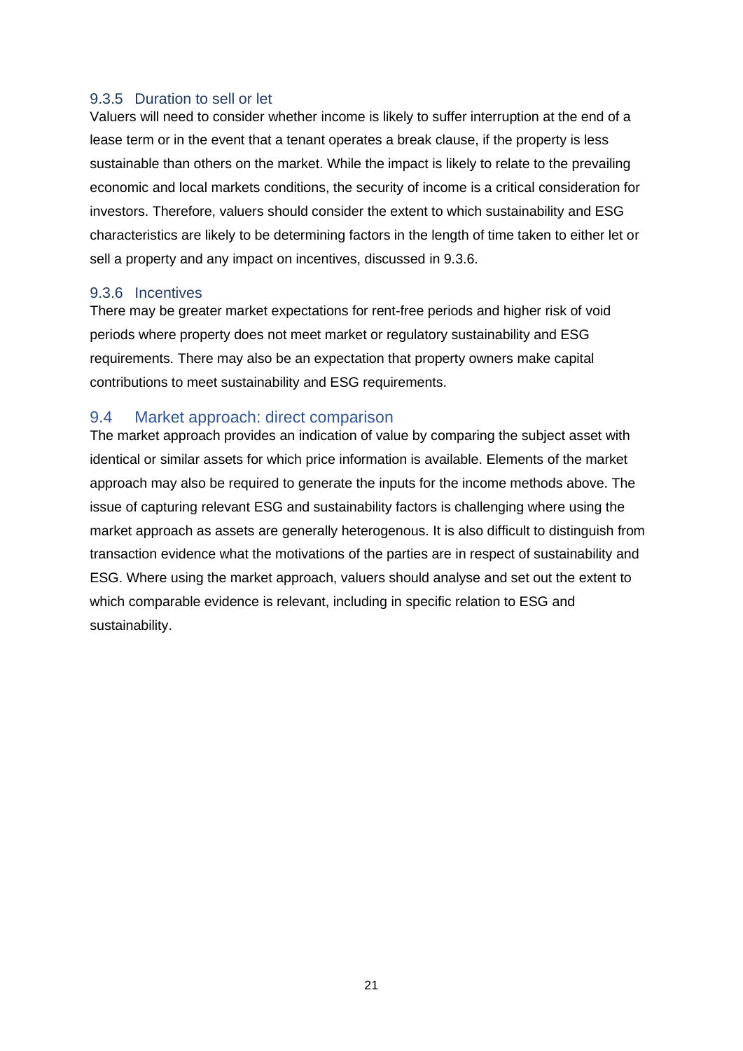### 9.3.5 Duration to sell or let

Valuers will need to consider whether income is likely to suffer interruption at the end of a lease term or in the event that a tenant operates a break clause, if the property is less sustainable than others on the market. While the impact is likely to relate to the prevailing economic and local markets conditions, the security of income is a critical consideration for investors. Therefore, valuers should consider the extent to which sustainability and ESG characteristics are likely to be determining factors in the length of time taken to either let or sell a property and any impact on incentives, discussed in 9.3.6.

### 9.3.6 Incentives

There may be greater market expectations for rent-free periods and higher risk of void periods where property does not meet market or regulatory sustainability and ESG requirements. There may also be an expectation that property owners make capital contributions to meet sustainability and ESG requirements.

## 9.4 Market approach: direct comparison

The market approach provides an indication of value by comparing the subject asset with identical or similar assets for which price information is available. Elements of the market approach may also be required to generate the inputs for the income methods above. The issue of capturing relevant ESG and sustainability factors is challenging where using the market approach as assets are generally heterogenous. It is also difficult to distinguish from transaction evidence what the motivations of the parties are in respect of sustainability and ESG. Where using the market approach, valuers should analyse and set out the extent to which comparable evidence is relevant, including in specific relation to ESG and sustainability.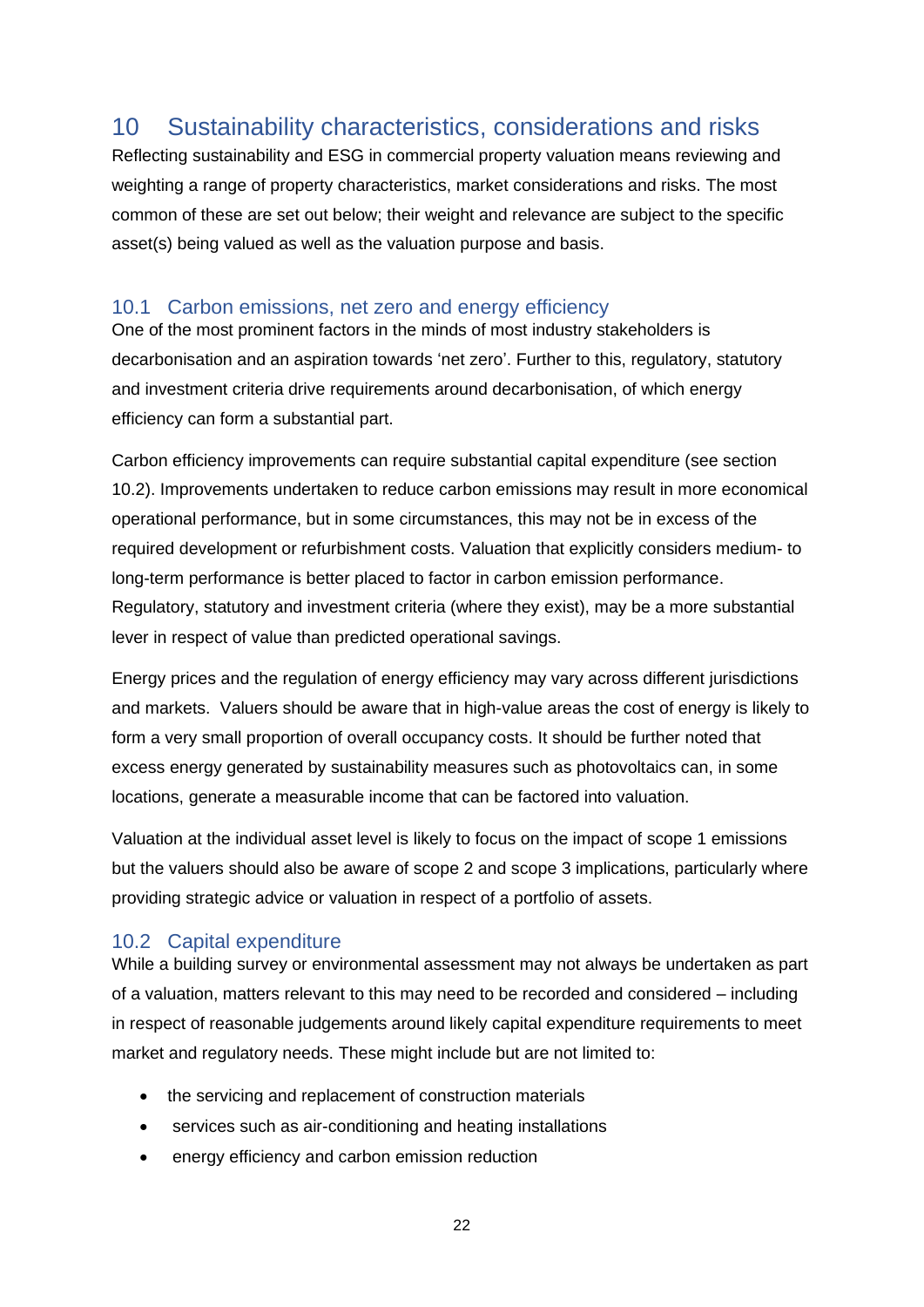# 10 Sustainability characteristics, considerations and risks

Reflecting sustainability and ESG in commercial property valuation means reviewing and weighting a range of property characteristics, market considerations and risks. The most common of these are set out below; their weight and relevance are subject to the specific asset(s) being valued as well as the valuation purpose and basis.

## 10.1 Carbon emissions, net zero and energy efficiency

One of the most prominent factors in the minds of most industry stakeholders is decarbonisation and an aspiration towards 'net zero'. Further to this, regulatory, statutory and investment criteria drive requirements around decarbonisation, of which energy efficiency can form a substantial part.

Carbon efficiency improvements can require substantial capital expenditure (see section 10.2). Improvements undertaken to reduce carbon emissions may result in more economical operational performance, but in some circumstances, this may not be in excess of the required development or refurbishment costs. Valuation that explicitly considers medium- to long-term performance is better placed to factor in carbon emission performance. Regulatory, statutory and investment criteria (where they exist), may be a more substantial lever in respect of value than predicted operational savings.

Energy prices and the regulation of energy efficiency may vary across different jurisdictions and markets. Valuers should be aware that in high-value areas the cost of energy is likely to form a very small proportion of overall occupancy costs. It should be further noted that excess energy generated by sustainability measures such as photovoltaics can, in some locations, generate a measurable income that can be factored into valuation.

Valuation at the individual asset level is likely to focus on the impact of scope 1 emissions but the valuers should also be aware of scope 2 and scope 3 implications, particularly where providing strategic advice or valuation in respect of a portfolio of assets.

## 10.2 Capital expenditure

While a building survey or environmental assessment may not always be undertaken as part of a valuation, matters relevant to this may need to be recorded and considered – including in respect of reasonable judgements around likely capital expenditure requirements to meet market and regulatory needs. These might include but are not limited to:

- the servicing and replacement of construction materials
- services such as air-conditioning and heating installations
- energy efficiency and carbon emission reduction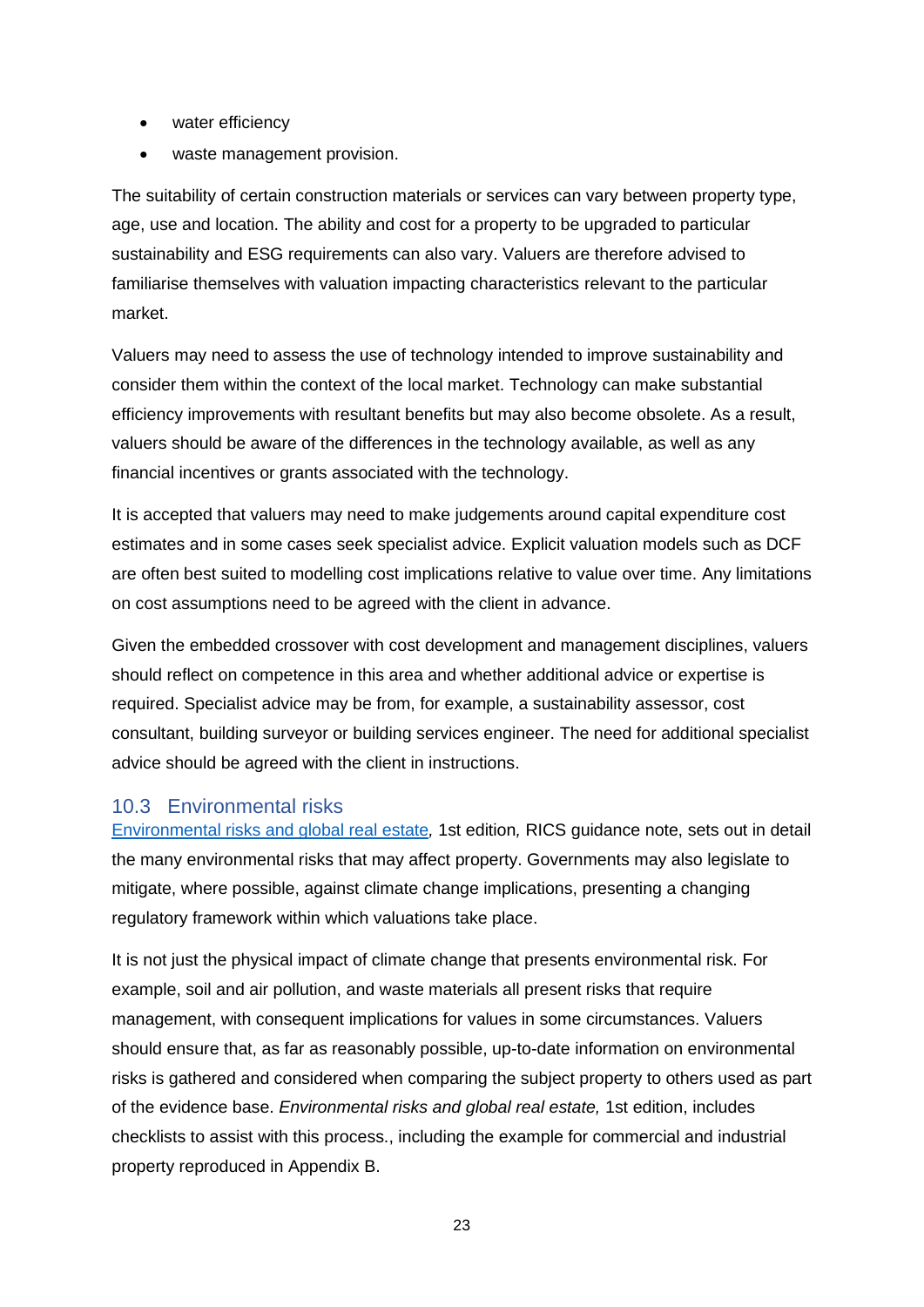- water efficiency
- waste management provision.

The suitability of certain construction materials or services can vary between property type, age, use and location. The ability and cost for a property to be upgraded to particular sustainability and ESG requirements can also vary. Valuers are therefore advised to familiarise themselves with valuation impacting characteristics relevant to the particular market.

Valuers may need to assess the use of technology intended to improve sustainability and consider them within the context of the local market. Technology can make substantial efficiency improvements with resultant benefits but may also become obsolete. As a result, valuers should be aware of the differences in the technology available, as well as any financial incentives or grants associated with the technology.

It is accepted that valuers may need to make judgements around capital expenditure cost estimates and in some cases seek specialist advice. Explicit valuation models such as DCF are often best suited to modelling cost implications relative to value over time. Any limitations on cost assumptions need to be agreed with the client in advance.

Given the embedded crossover with cost development and management disciplines, valuers should reflect on competence in this area and whether additional advice or expertise is required. Specialist advice may be from, for example, a sustainability assessor, cost consultant, building surveyor or building services engineer. The need for additional specialist advice should be agreed with the client in instructions.

## 10.3 Environmental risks

*Environmental risks and global real estate*, 1st edition, RICS guidance note, sets out in detail the many environmental risks that may affect property. Governments may also legislate to mitigate, where possible, against climate change implications, presenting a changing regulatory framework within which valuations take place.

It is not just the physical impact of climate change that presents environmental risk. For example, soil and air pollution, and waste materials all present risks that require management, with consequent implications for values in some circumstances. Valuers should ensure that, as far as reasonably possible, up-to-date information on environmental risks is gathered and considered when comparing the subject property to others used as part of the evidence base. *Environmental risks and global real estate,* 1st edition, includes checklists to assist with this process., including the example for commercial and industrial property reproduced in Appendix B.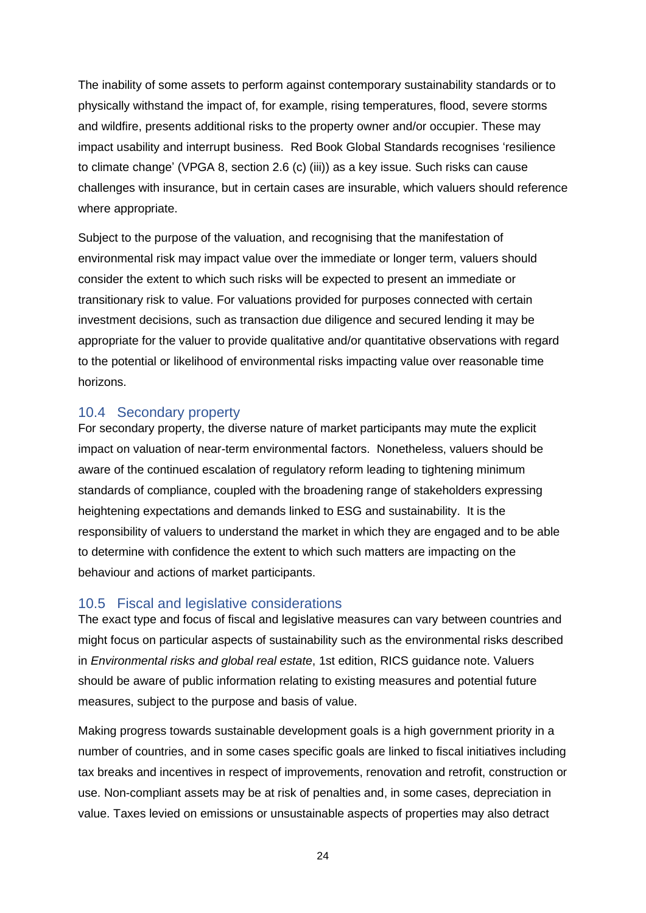The inability of some assets to perform against contemporary sustainability standards or to physically withstand the impact of, for example, rising temperatures, flood, severe storms and wildfire, presents additional risks to the property owner and/or occupier. These may impact usability and interrupt business. Red Book Global Standards recognises 'resilience to climate change' (VPGA 8, section 2.6 (c) (iii)) as a key issue. Such risks can cause challenges with insurance, but in certain cases are insurable, which valuers should reference where appropriate.

Subject to the purpose of the valuation, and recognising that the manifestation of environmental risk may impact value over the immediate or longer term, valuers should consider the extent to which such risks will be expected to present an immediate or transitionary risk to value. For valuations provided for purposes connected with certain investment decisions, such as transaction due diligence and secured lending it may be appropriate for the valuer to provide qualitative and/or quantitative observations with regard to the potential or likelihood of environmental risks impacting value over reasonable time horizons.

## 10.4 Secondary property

For secondary property, the diverse nature of market participants may mute the explicit impact on valuation of near-term environmental factors. Nonetheless, valuers should be aware of the continued escalation of regulatory reform leading to tightening minimum standards of compliance, coupled with the broadening range of stakeholders expressing heightening expectations and demands linked to ESG and sustainability. It is the responsibility of valuers to understand the market in which they are engaged and to be able to determine with confidence the extent to which such matters are impacting on the behaviour and actions of market participants.

## 10.5 Fiscal and legislative considerations

The exact type and focus of fiscal and legislative measures can vary between countries and might focus on particular aspects of sustainability such as the environmental risks described in *Environmental risks and global real estate*, 1st edition, RICS guidance note. Valuers should be aware of public information relating to existing measures and potential future measures, subject to the purpose and basis of value.

Making progress towards sustainable development goals is a high government priority in a number of countries, and in some cases specific goals are linked to fiscal initiatives including tax breaks and incentives in respect of improvements, renovation and retrofit, construction or use. Non-compliant assets may be at risk of penalties and, in some cases, depreciation in value. Taxes levied on emissions or unsustainable aspects of properties may also detract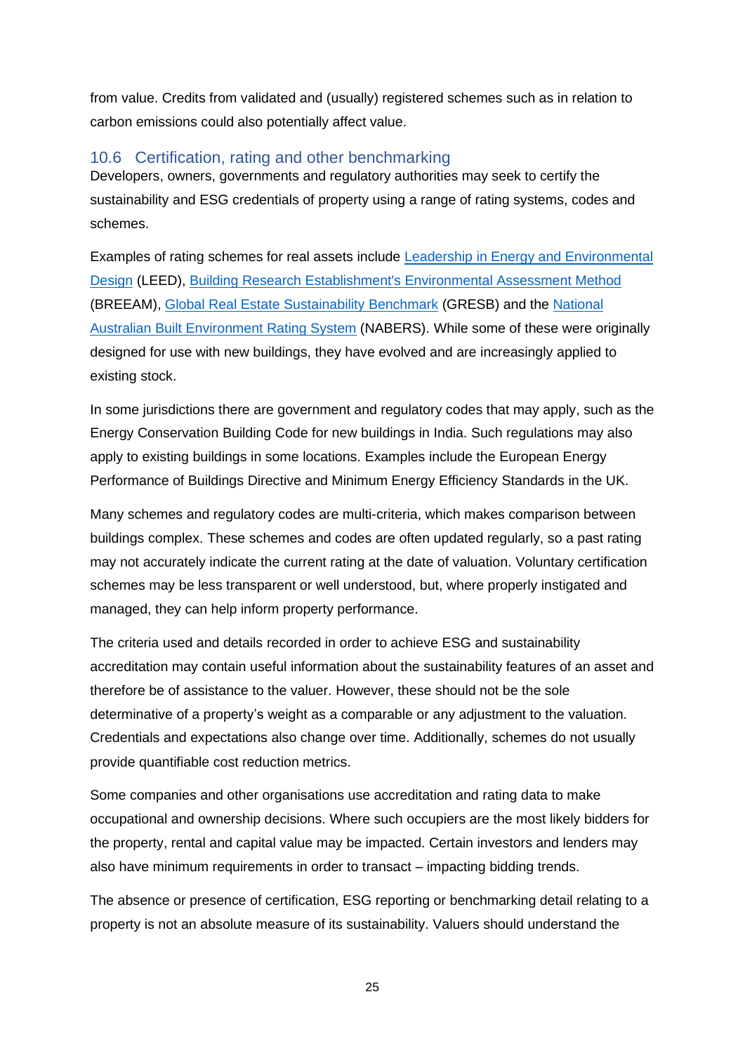from value. Credits from validated and (usually) registered schemes such as in relation to carbon emissions could also potentially affect value.

## 10.6 Certification, rating and other benchmarking

Developers, owners, governments and regulatory authorities may seek to certify the sustainability and ESG credentials of property using a range of rating systems, codes and schemes.

Examples of rating schemes for real assets include Leadership in Energy and Environmental Design (LEED), Building Research Establishment's Environmental Assessment Method (BREEAM), Global Real Estate Sustainability Benchmark (GRESB) and the National Australian Built Environment Rating System (NABERS). While some of these were originally designed for use with new buildings, they have evolved and are increasingly applied to existing stock.

In some jurisdictions there are government and regulatory codes that may apply, such as the Energy Conservation Building Code for new buildings in India. Such regulations may also apply to existing buildings in some locations. Examples include the European Energy Performance of Buildings Directive and Minimum Energy Efficiency Standards in the UK.

Many schemes and regulatory codes are multi-criteria, which makes comparison between buildings complex. These schemes and codes are often updated regularly, so a past rating may not accurately indicate the current rating at the date of valuation. Voluntary certification schemes may be less transparent or well understood, but, where properly instigated and managed, they can help inform property performance.

The criteria used and details recorded in order to achieve ESG and sustainability accreditation may contain useful information about the sustainability features of an asset and therefore be of assistance to the valuer. However, these should not be the sole determinative of a property's weight as a comparable or any adjustment to the valuation. Credentials and expectations also change over time. Additionally, schemes do not usually provide quantifiable cost reduction metrics.

Some companies and other organisations use accreditation and rating data to make occupational and ownership decisions. Where such occupiers are the most likely bidders for the property, rental and capital value may be impacted. Certain investors and lenders may also have minimum requirements in order to transact – impacting bidding trends.

The absence or presence of certification, ESG reporting or benchmarking detail relating to a property is not an absolute measure of its sustainability. Valuers should understand the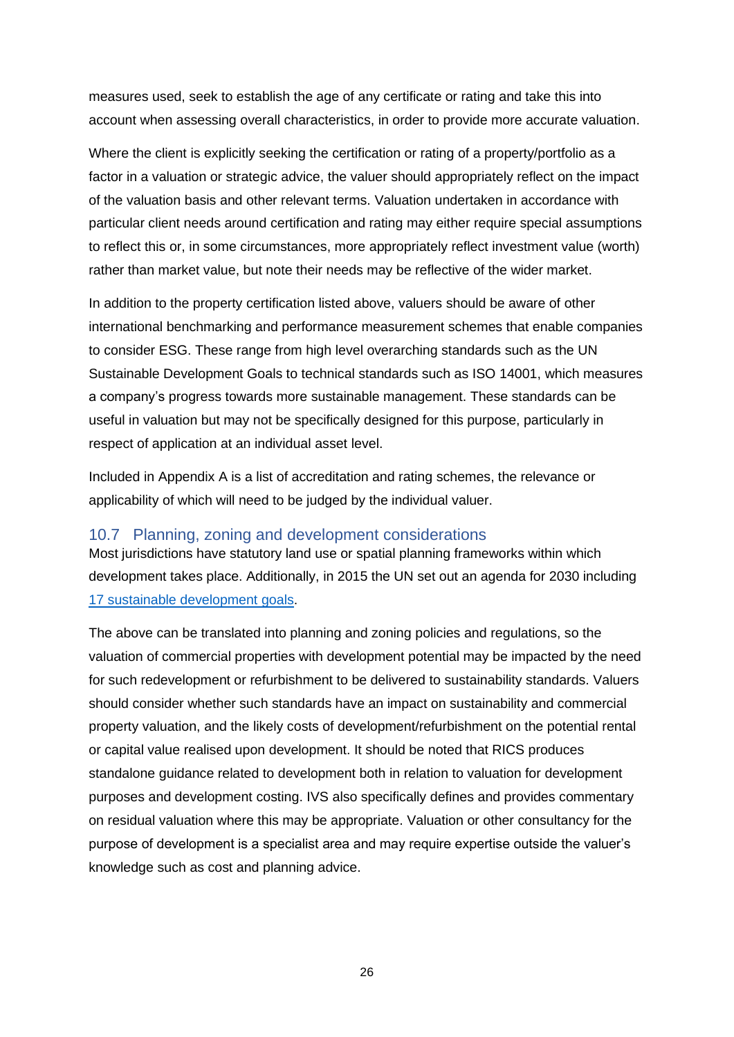measures used, seek to establish the age of any certificate or rating and take this into account when assessing overall characteristics, in order to provide more accurate valuation.

Where the client is explicitly seeking the certification or rating of a property/portfolio as a factor in a valuation or strategic advice, the valuer should appropriately reflect on the impact of the valuation basis and other relevant terms. Valuation undertaken in accordance with particular client needs around certification and rating may either require special assumptions to reflect this or, in some circumstances, more appropriately reflect investment value (worth) rather than market value, but note their needs may be reflective of the wider market.

In addition to the property certification listed above, valuers should be aware of other international benchmarking and performance measurement schemes that enable companies to consider ESG. These range from high level overarching standards such as the UN Sustainable Development Goals to technical standards such as ISO 14001, which measures a company's progress towards more sustainable management. These standards can be useful in valuation but may not be specifically designed for this purpose, particularly in respect of application at an individual asset level.

Included in Appendix A is a list of accreditation and rating schemes, the relevance or applicability of which will need to be judged by the individual valuer.

## 10.7 Planning, zoning and development considerations

Most jurisdictions have statutory land use or spatial planning frameworks within which development takes place. Additionally, in 2015 the UN set out an agenda for 2030 including [17 sustainable development goals](17 sustainable development goals).

The above can be translated into planning and zoning policies and regulations, so the valuation of commercial properties with development potential may be impacted by the need for such redevelopment or refurbishment to be delivered to sustainability standards. Valuers should consider whether such standards have an impact on sustainability and commercial property valuation, and the likely costs of development/refurbishment on the potential rental or capital value realised upon development. It should be noted that RICS produces standalone guidance related to development both in relation to valuation for development purposes and development costing. IVS also specifically defines and provides commentary on residual valuation where this may be appropriate. Valuation or other consultancy for the purpose of development is a specialist area and may require expertise outside the valuer's knowledge such as cost and planning advice.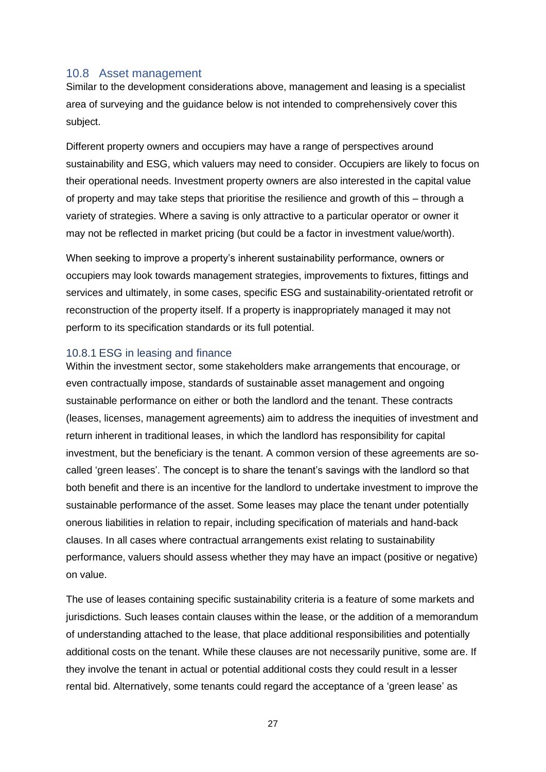## 10.8 Asset management

Similar to the development considerations above, management and leasing is a specialist area of surveying and the guidance below is not intended to comprehensively cover this subject.

Different property owners and occupiers may have a range of perspectives around sustainability and ESG, which valuers may need to consider. Occupiers are likely to focus on their operational needs. Investment property owners are also interested in the capital value of property and may take steps that prioritise the resilience and growth of this – through a variety of strategies. Where a saving is only attractive to a particular operator or owner it may not be reflected in market pricing (but could be a factor in investment value/worth).

When seeking to improve a property's inherent sustainability performance, owners or occupiers may look towards management strategies, improvements to fixtures, fittings and services and ultimately, in some cases, specific ESG and sustainability-orientated retrofit or reconstruction of the property itself. If a property is inappropriately managed it may not perform to its specification standards or its full potential.

### 10.8.1 ESG in leasing and finance

Within the investment sector, some stakeholders make arrangements that encourage, or even contractually impose, standards of sustainable asset management and ongoing sustainable performance on either or both the landlord and the tenant. These contracts (leases, licenses, management agreements) aim to address the inequities of investment and return inherent in traditional leases, in which the landlord has responsibility for capital investment, but the beneficiary is the tenant. A common version of these agreements are so-called 'green leases'. The concept is to share the tenant's savings with the landlord so that both benefit and there is an incentive for the landlord to undertake investment to improve the sustainable performance of the asset. Some leases may place the tenant under potentially onerous liabilities in relation to repair, including specification of materials and hand-back clauses. In all cases where contractual arrangements exist relating to sustainability performance, valuers should assess whether they may have an impact (positive or negative) on value.

The use of leases containing specific sustainability criteria is a feature of some markets and jurisdictions. Such leases contain clauses within the lease, or the addition of a memorandum of understanding attached to the lease, that place additional responsibilities and potentially additional costs on the tenant. While these clauses are not necessarily punitive, some are. If they involve the tenant in actual or potential additional costs they could result in a lesser rental bid. Alternatively, some tenants could regard the acceptance of a 'green lease' as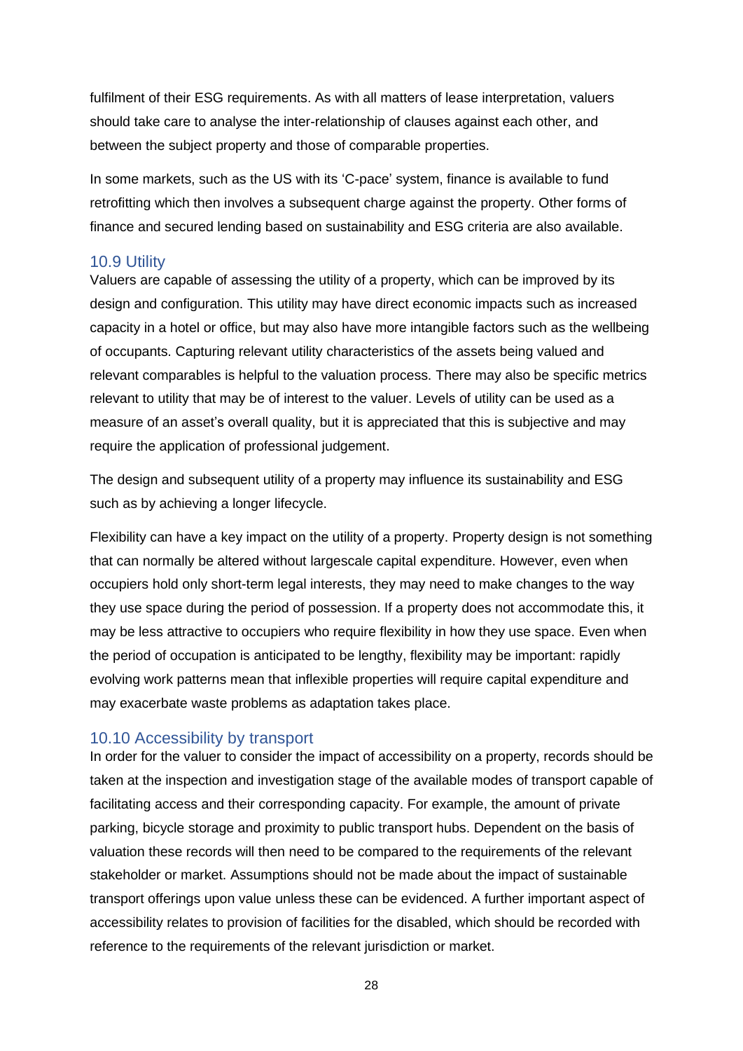fulfilment of their ESG requirements. As with all matters of lease interpretation, valuers should take care to analyse the inter-relationship of clauses against each other, and between the subject property and those of comparable properties.

In some markets, such as the US with its 'C-pace' system, finance is available to fund retrofitting which then involves a subsequent charge against the property. Other forms of finance and secured lending based on sustainability and ESG criteria are also available.

### 10.9 Utility

Valuers are capable of assessing the utility of a property, which can be improved by its design and configuration. This utility may have direct economic impacts such as increased capacity in a hotel or office, but may also have more intangible factors such as the wellbeing of occupants. Capturing relevant utility characteristics of the assets being valued and relevant comparables is helpful to the valuation process. There may also be specific metrics relevant to utility that may be of interest to the valuer. Levels of utility can be used as a measure of an asset's overall quality, but it is appreciated that this is subjective and may require the application of professional judgement.

The design and subsequent utility of a property may influence its sustainability and ESG such as by achieving a longer lifecycle.

Flexibility can have a key impact on the utility of a property. Property design is not something that can normally be altered without largescale capital expenditure. However, even when occupiers hold only short-term legal interests, they may need to make changes to the way they use space during the period of possession. If a property does not accommodate this, it may be less attractive to occupiers who require flexibility in how they use space. Even when the period of occupation is anticipated to be lengthy, flexibility may be important: rapidly evolving work patterns mean that inflexible properties will require capital expenditure and may exacerbate waste problems as adaptation takes place.

### 10.10 Accessibility by transport

In order for the valuer to consider the impact of accessibility on a property, records should be taken at the inspection and investigation stage of the available modes of transport capable of facilitating access and their corresponding capacity. For example, the amount of private parking, bicycle storage and proximity to public transport hubs. Dependent on the basis of valuation these records will then need to be compared to the requirements of the relevant stakeholder or market. Assumptions should not be made about the impact of sustainable transport offerings upon value unless these can be evidenced. A further important aspect of accessibility relates to provision of facilities for the disabled, which should be recorded with reference to the requirements of the relevant jurisdiction or market.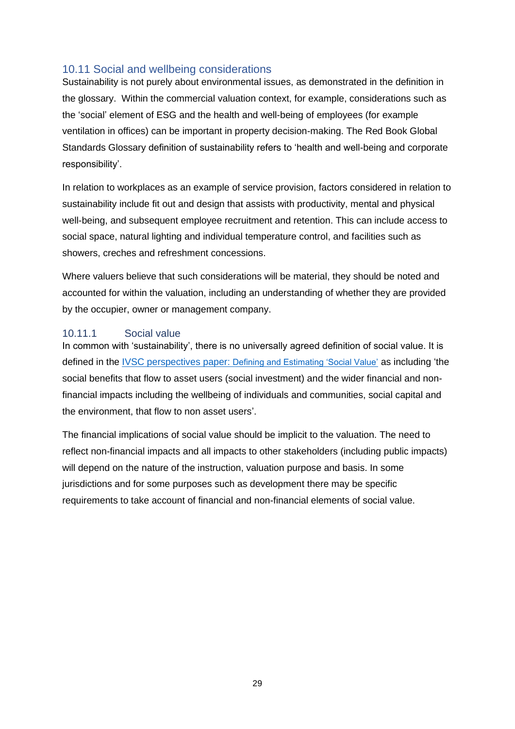## 10.11 Social and wellbeing considerations

Sustainability is not purely about environmental issues, as demonstrated in the definition in the glossary. Within the commercial valuation context, for example, considerations such as the 'social' element of ESG and the health and well-being of employees (for example ventilation in offices) can be important in property decision-making. The Red Book Global Standards Glossary definition of sustainability refers to 'health and well-being and corporate responsibility'.

In relation to workplaces as an example of service provision, factors considered in relation to sustainability include fit out and design that assists with productivity, mental and physical well-being, and subsequent employee recruitment and retention. This can include access to social space, natural lighting and individual temperature control, and facilities such as showers, creches and refreshment concessions.

Where valuers believe that such considerations will be material, they should be noted and accounted for within the valuation, including an understanding of whether they are provided by the occupier, owner or management company.

### 10.11.1 Social value

In common with 'sustainability', there is no universally agreed definition of social value. It is defined in the IVSC perspectives paper: Defining and Estimating 'Social Value' as including 'the social benefits that flow to asset users (social investment) and the wider financial and non-financial impacts including the wellbeing of individuals and communities, social capital and the environment, that flow to non asset users'.

The financial implications of social value should be implicit to the valuation. The need to reflect non-financial impacts and all impacts to other stakeholders (including public impacts) will depend on the nature of the instruction, valuation purpose and basis. In some jurisdictions and for some purposes such as development there may be specific requirements to take account of financial and non-financial elements of social value.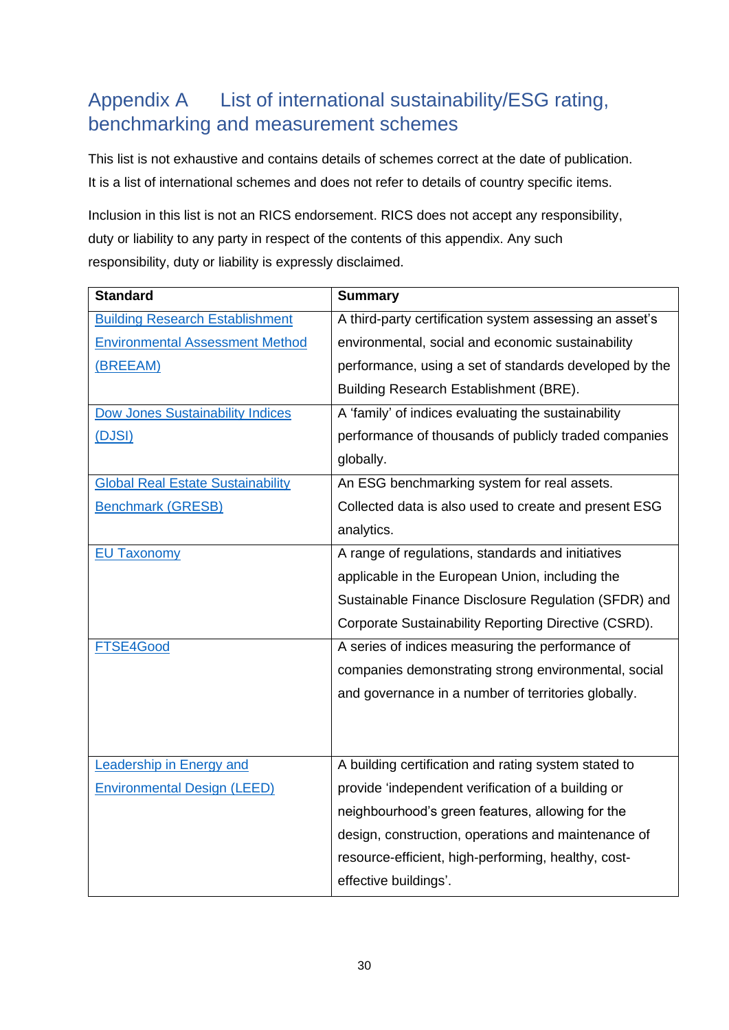# Appendix A List of international sustainability/ESG rating, benchmarking and measurement schemes

This list is not exhaustive and contains details of schemes correct at the date of publication. It is a list of international schemes and does not refer to details of country specific items.

Inclusion in this list is not an RICS endorsement. RICS does not accept any responsibility, duty or liability to any party in respect of the contents of this appendix. Any such responsibility, duty or liability is expressly disclaimed.

| Standard | Summary |
|---|---|
| Building Research Establishment Environmental Assessment Method (BREEAM) | A third-party certification system assessing an asset's environmental, social and economic sustainability performance, using a set of standards developed by the Building Research Establishment (BRE). |
| Dow Jones Sustainability Indices (DJSI) | A 'family' of indices evaluating the sustainability performance of thousands of publicly traded companies globally. |
| Global Real Estate Sustainability Benchmark (GRESB) | An ESG benchmarking system for real assets. Collected data is also used to create and present ESG analytics. |
| EU Taxonomy | A range of regulations, standards and initiatives applicable in the European Union, including the Sustainable Finance Disclosure Regulation (SFDR) and Corporate Sustainability Reporting Directive (CSRD). |
| FTSE4Good | A series of indices measuring the performance of companies demonstrating strong environmental, social and governance in a number of territories globally. |
| Leadership in Energy and Environmental Design (LEED) | A building certification and rating system stated to provide 'independent verification of a building or neighbourhood's green features, allowing for the design, construction, operations and maintenance of resource-efficient, high-performing, healthy, cost-effective buildings'. |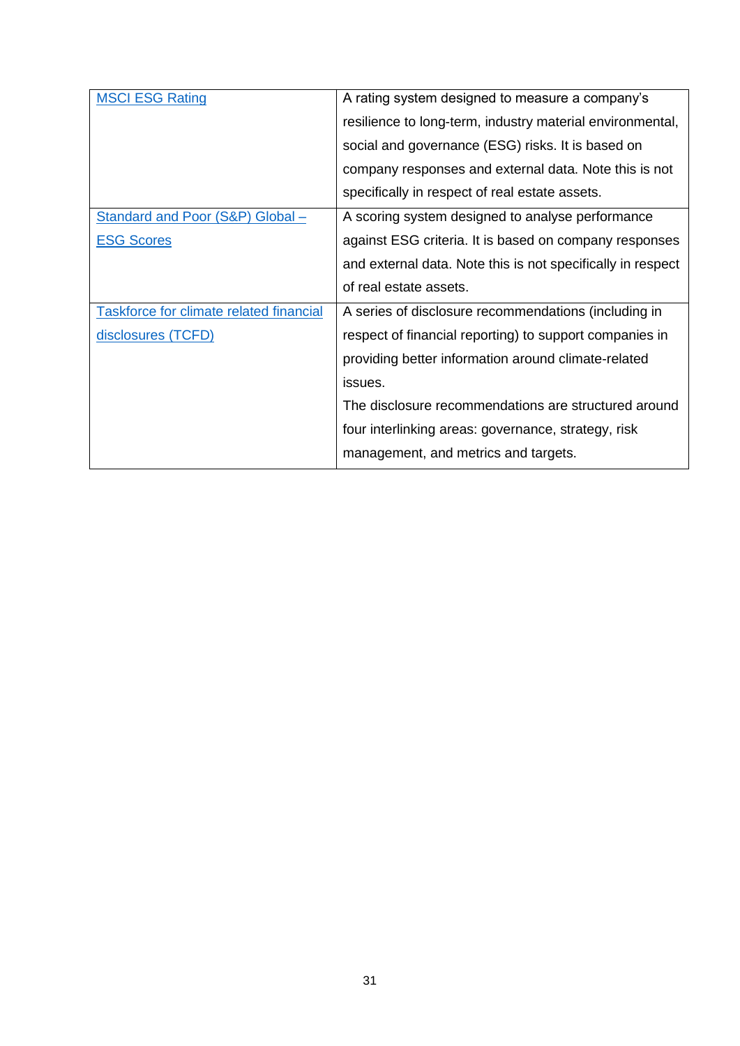| | |
|---|---|
| MSCI ESG Rating | A rating system designed to measure a company's resilience to long-term, industry material environmental, social and governance (ESG) risks. It is based on company responses and external data. Note this is not specifically in respect of real estate assets. |
| Standard and Poor (S&P) Global – ESG Scores | A scoring system designed to analyse performance against ESG criteria. It is based on company responses and external data. Note this is not specifically in respect of real estate assets. |
| Taskforce for climate related financial disclosures (TCFD) | A series of disclosure recommendations (including in respect of financial reporting) to support companies in providing better information around climate-related issues.<br>The disclosure recommendations are structured around four interlinking areas: governance, strategy, risk management, and metrics and targets. |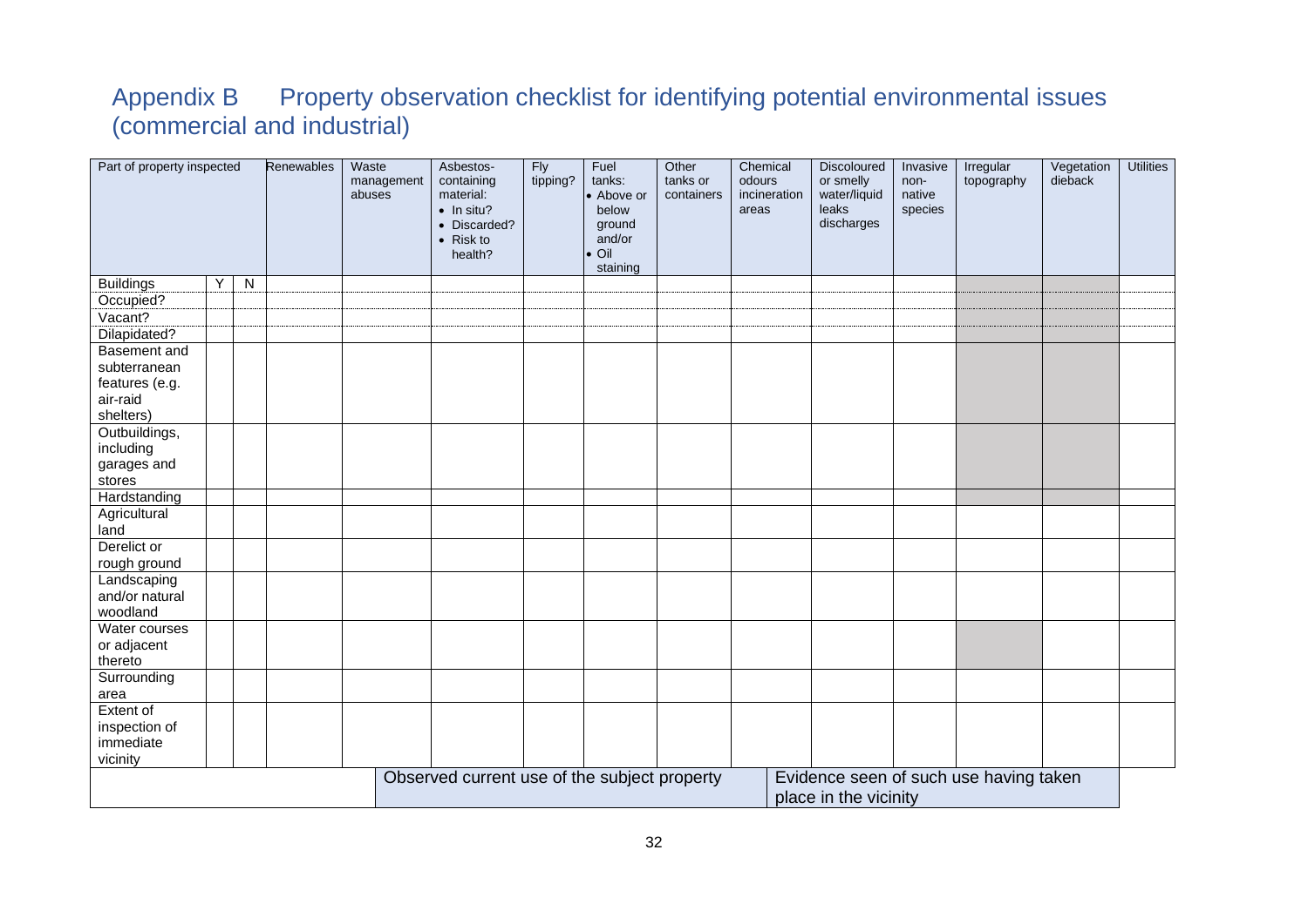# Appendix B Property observation checklist for identifying potential environmental issues (commercial and industrial)

| Part of property inspected | | | Renewables | Waste management abuses | Asbestos-containing material: • In situ? • Discarded? • Risk to health? | Fly tipping? | Fuel tanks: • Above or below ground and/or • Oil staining | Other tanks or containers | Chemical odours incineration areas | Discoloured or smelly water/liquid leaks discharges | Invasive non-native species | Irregular topography | Vegetation dieback | Utilities |
|---|---|---|---|---|---|---|---|---|---|---|---|---|---|---|
| Buildings | Y | N | | | | | | | | | | | | |
| Occupied? | | | | | | | | | | | | | | |
| Vacant? | | | | | | | | | | | | | | |
| Dilapidated? | | | | | | | | | | | | | | |
| Basement and subterranean features (e.g. air-raid shelters) | | | | | | | | | | | | | | |
| Outbuildings, including garages and stores | | | | | | | | | | | | | | |
| Hardstanding | | | | | | | | | | | | | | |
| Agricultural land | | | | | | | | | | | | | | |
| Derelict or rough ground | | | | | | | | | | | | | | |
| Landscaping and/or natural woodland | | | | | | | | | | | | | | |
| Water courses or adjacent thereto | | | | | | | | | | | | | | |
| Surrounding area | | | | | | | | | | | | | | |
| Extent of inspection of immediate vicinity | | | | | | | | | | | | | | |

| | Observed current use of the subject property | | Evidence seen of such use having taken place in the vicinity |
|---|---|---|---|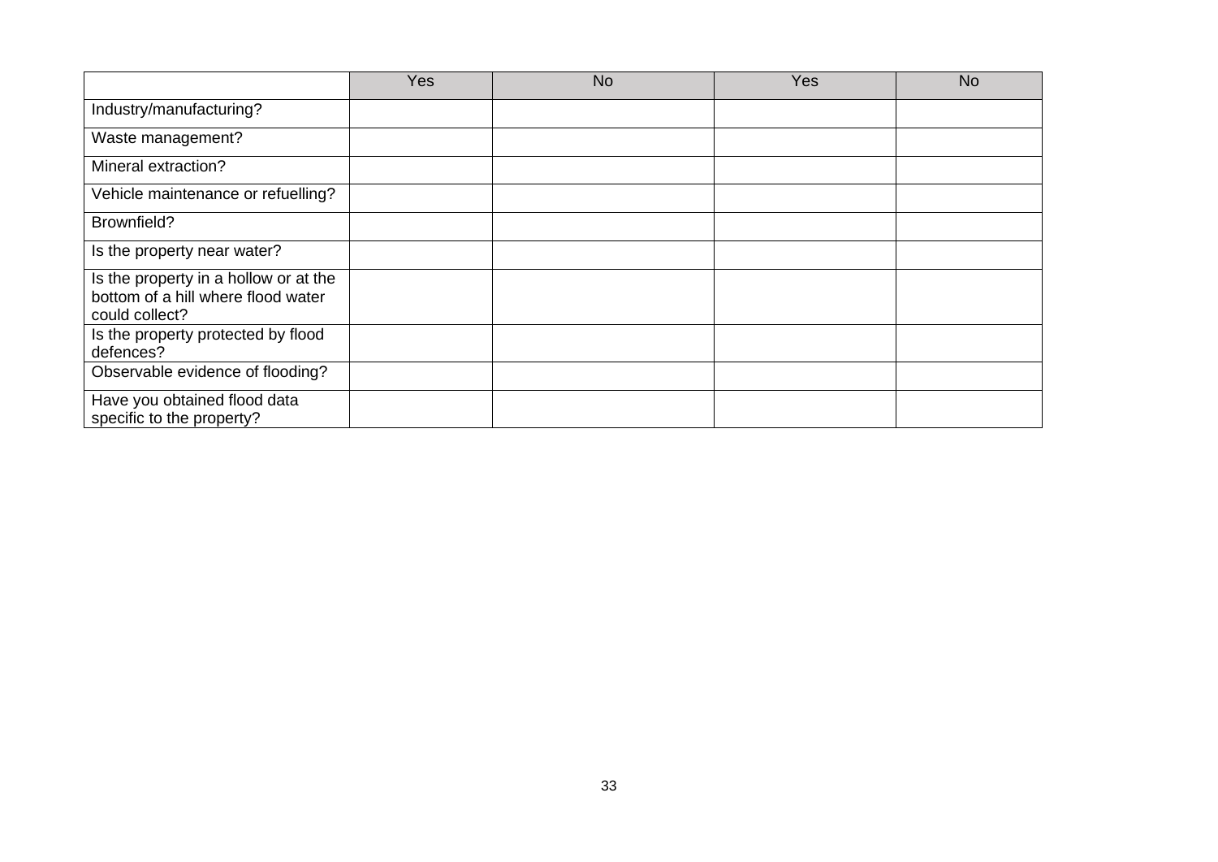| | Yes | No | Yes | No |
|---|---|---|---|---|
| Industry/manufacturing? | | | | |
| Waste management? | | | | |
| Mineral extraction? | | | | |
| Vehicle maintenance or refuelling? | | | | |
| Brownfield? | | | | |
| Is the property near water? | | | | |
| Is the property in a hollow or at the bottom of a hill where flood water could collect? | | | | |
| Is the property protected by flood defences? | | | | |
| Observable evidence of flooding? | | | | |
| Have you obtained flood data specific to the property? | | | | |